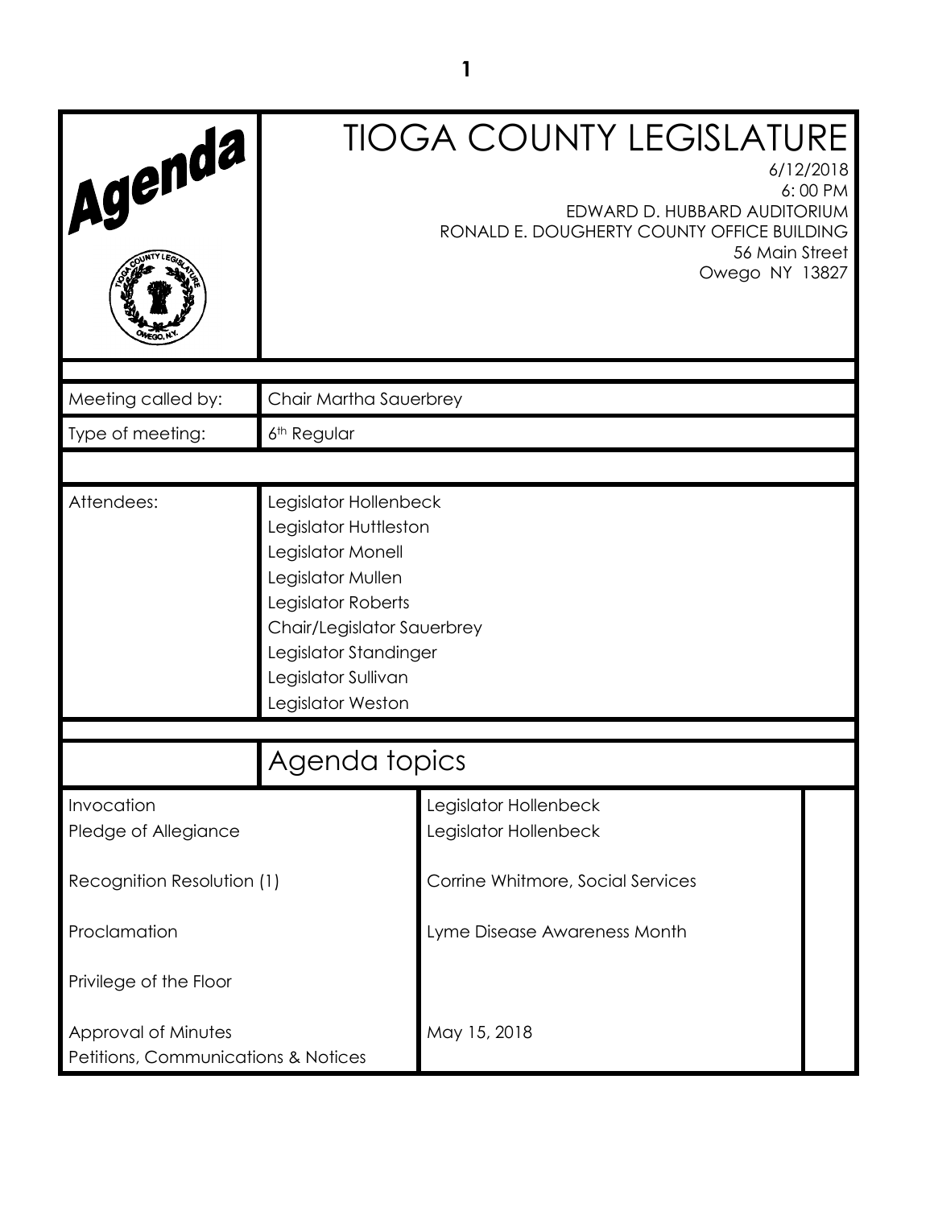# Agenda

# TIOGA COUNTY LEGISLATURE

6/12/2018
6: 00 PM
EDWARD D. HUBBARD AUDITORIUM
RONALD E. DOUGHERTY COUNTY OFFICE BUILDING
56 Main Street
Owego NY 13827

| | |
|---|---|
| Meeting called by: | Chair Martha Sauerbrey |
| Type of meeting: | 6th Regular |
| Attendees: | Legislator Hollenbeck<br>Legislator Huttleston<br>Legislator Monell<br>Legislator Mullen<br>Legislator Roberts<br>Chair/Legislator Sauerbrey<br>Legislator Standinger<br>Legislator Sullivan<br>Legislator Weston |

## Agenda topics

| | | |
|---|---|---|
| Invocation | Legislator Hollenbeck | |
| Pledge of Allegiance | Legislator Hollenbeck | |
| Recognition Resolution (1) | Corrine Whitmore, Social Services | |
| Proclamation | Lyme Disease Awareness Month | |
| Privilege of the Floor | | |
| Approval of Minutes | May 15, 2018 | |
| Petitions, Communications & Notices | | |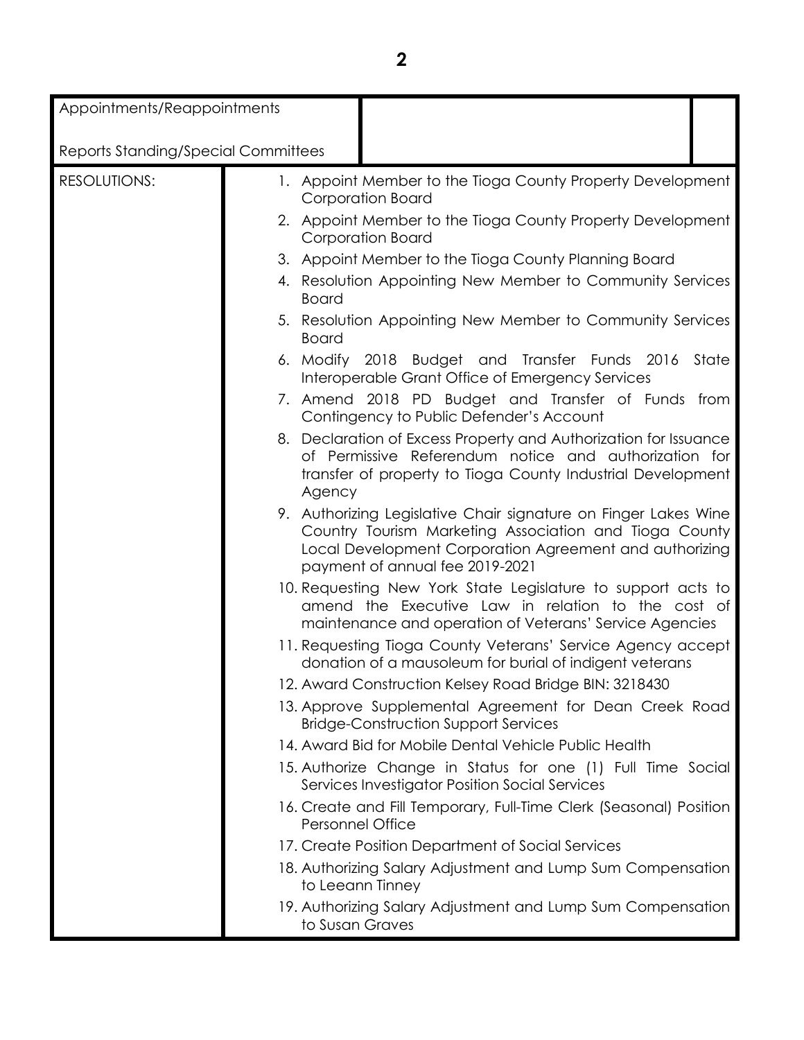| | | |
|---|---|---|
| Appointments/Reappointments<br><br>Reports Standing/Special Committees | | |
| RESOLUTIONS: | 1. Appoint Member to the Tioga County Property Development Corporation Board<br>2. Appoint Member to the Tioga County Property Development Corporation Board<br>3. Appoint Member to the Tioga County Planning Board<br>4. Resolution Appointing New Member to Community Services Board<br>5. Resolution Appointing New Member to Community Services Board<br>6. Modify 2018 Budget and Transfer Funds 2016 State Interoperable Grant Office of Emergency Services<br>7. Amend 2018 PD Budget and Transfer of Funds from Contingency to Public Defender's Account<br>8. Declaration of Excess Property and Authorization for Issuance of Permissive Referendum notice and authorization for transfer of property to Tioga County Industrial Development Agency<br>9. Authorizing Legislative Chair signature on Finger Lakes Wine Country Tourism Marketing Association and Tioga County Local Development Corporation Agreement and authorizing payment of annual fee 2019-2021<br>10. Requesting New York State Legislature to support acts to amend the Executive Law in relation to the cost of maintenance and operation of Veterans' Service Agencies<br>11. Requesting Tioga County Veterans' Service Agency accept donation of a mausoleum for burial of indigent veterans<br>12. Award Construction Kelsey Road Bridge BIN: 3218430<br>13. Approve Supplemental Agreement for Dean Creek Road Bridge-Construction Support Services<br>14. Award Bid for Mobile Dental Vehicle Public Health<br>15. Authorize Change in Status for one (1) Full Time Social Services Investigator Position Social Services<br>16. Create and Fill Temporary, Full-Time Clerk (Seasonal) Position Personnel Office<br>17. Create Position Department of Social Services<br>18. Authorizing Salary Adjustment and Lump Sum Compensation to Leeann Tinney<br>19. Authorizing Salary Adjustment and Lump Sum Compensation to Susan Graves | |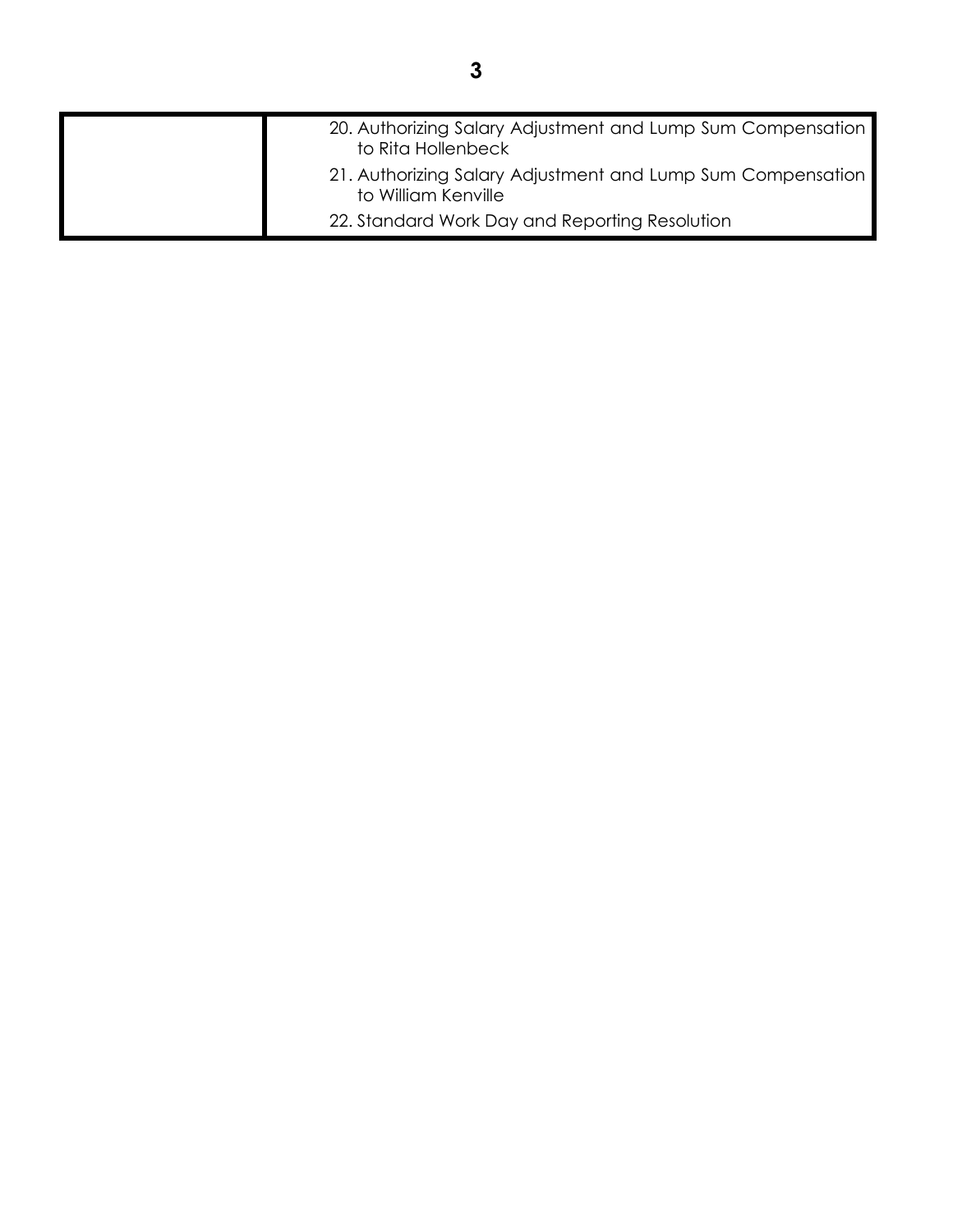| | |
|---|---|
| | 20. Authorizing Salary Adjustment and Lump Sum Compensation to Rita Hollenbeck<br>21. Authorizing Salary Adjustment and Lump Sum Compensation to William Kenville<br>22. Standard Work Day and Reporting Resolution |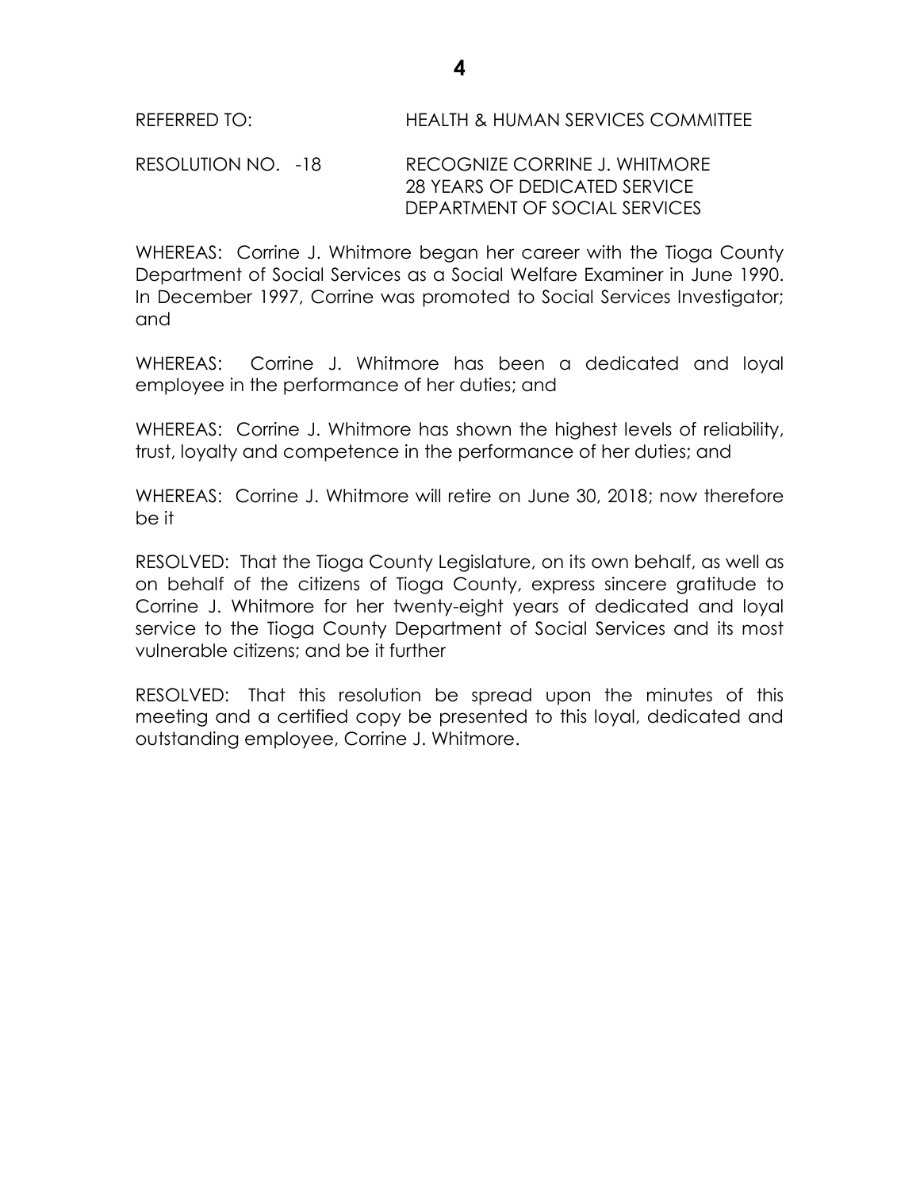REFERRED TO: HEALTH & HUMAN SERVICES COMMITTEE

RESOLUTION NO. -18 RECOGNIZE CORRINE J. WHITMORE
28 YEARS OF DEDICATED SERVICE
DEPARTMENT OF SOCIAL SERVICES

WHEREAS: Corrine J. Whitmore began her career with the Tioga County Department of Social Services as a Social Welfare Examiner in June 1990. In December 1997, Corrine was promoted to Social Services Investigator; and

WHEREAS: Corrine J. Whitmore has been a dedicated and loyal employee in the performance of her duties; and

WHEREAS: Corrine J. Whitmore has shown the highest levels of reliability, trust, loyalty and competence in the performance of her duties; and

WHEREAS: Corrine J. Whitmore will retire on June 30, 2018; now therefore be it

RESOLVED: That the Tioga County Legislature, on its own behalf, as well as on behalf of the citizens of Tioga County, express sincere gratitude to Corrine J. Whitmore for her twenty-eight years of dedicated and loyal service to the Tioga County Department of Social Services and its most vulnerable citizens; and be it further

RESOLVED: That this resolution be spread upon the minutes of this meeting and a certified copy be presented to this loyal, dedicated and outstanding employee, Corrine J. Whitmore.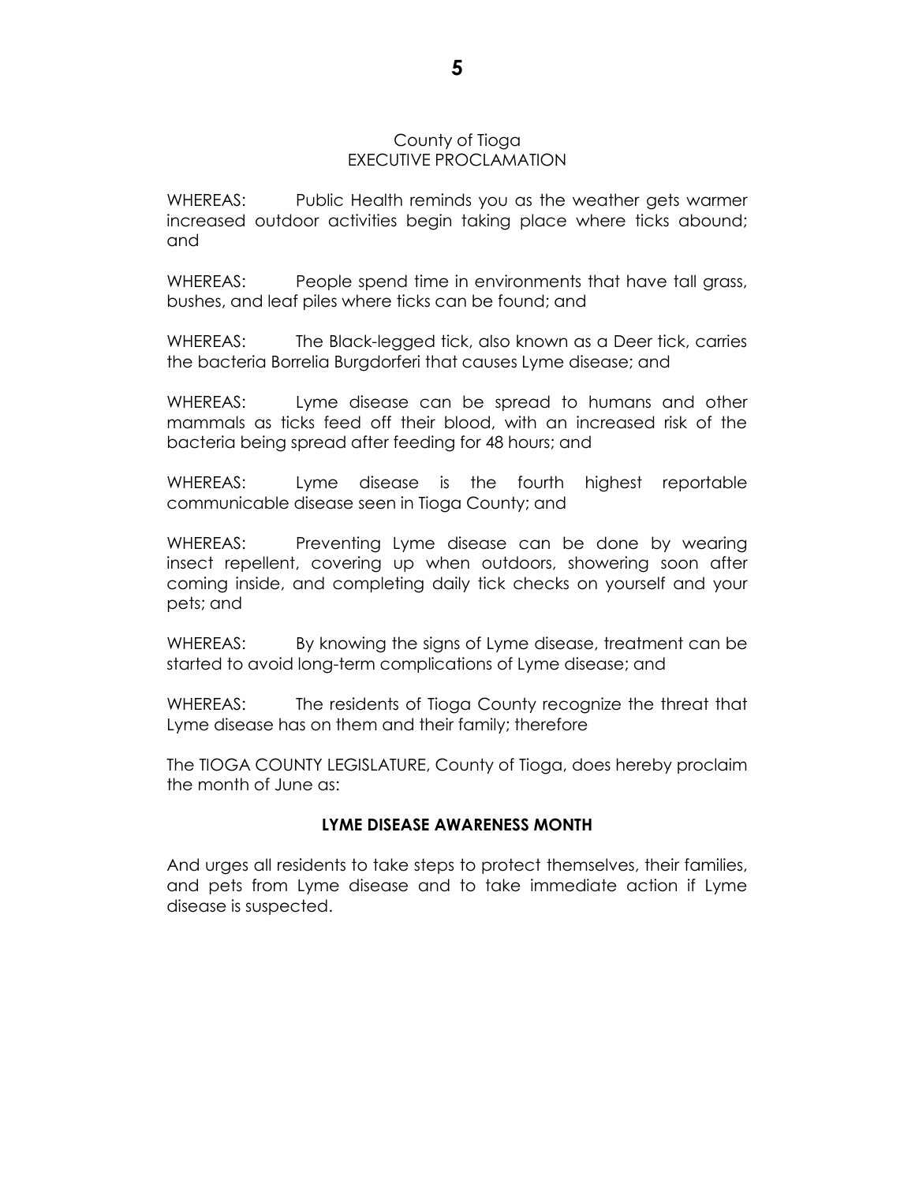County of Tioga
EXECUTIVE PROCLAMATION

WHEREAS: Public Health reminds you as the weather gets warmer increased outdoor activities begin taking place where ticks abound; and

WHEREAS: People spend time in environments that have tall grass, bushes, and leaf piles where ticks can be found; and

WHEREAS: The Black-legged tick, also known as a Deer tick, carries the bacteria Borrelia Burgdorferi that causes Lyme disease; and

WHEREAS: Lyme disease can be spread to humans and other mammals as ticks feed off their blood, with an increased risk of the bacteria being spread after feeding for 48 hours; and

WHEREAS: Lyme disease is the fourth highest reportable communicable disease seen in Tioga County; and

WHEREAS: Preventing Lyme disease can be done by wearing insect repellent, covering up when outdoors, showering soon after coming inside, and completing daily tick checks on yourself and your pets; and

WHEREAS: By knowing the signs of Lyme disease, treatment can be started to avoid long-term complications of Lyme disease; and

WHEREAS: The residents of Tioga County recognize the threat that Lyme disease has on them and their family; therefore

The TIOGA COUNTY LEGISLATURE, County of Tioga, does hereby proclaim the month of June as:

**LYME DISEASE AWARENESS MONTH**

And urges all residents to take steps to protect themselves, their families, and pets from Lyme disease and to take immediate action if Lyme disease is suspected.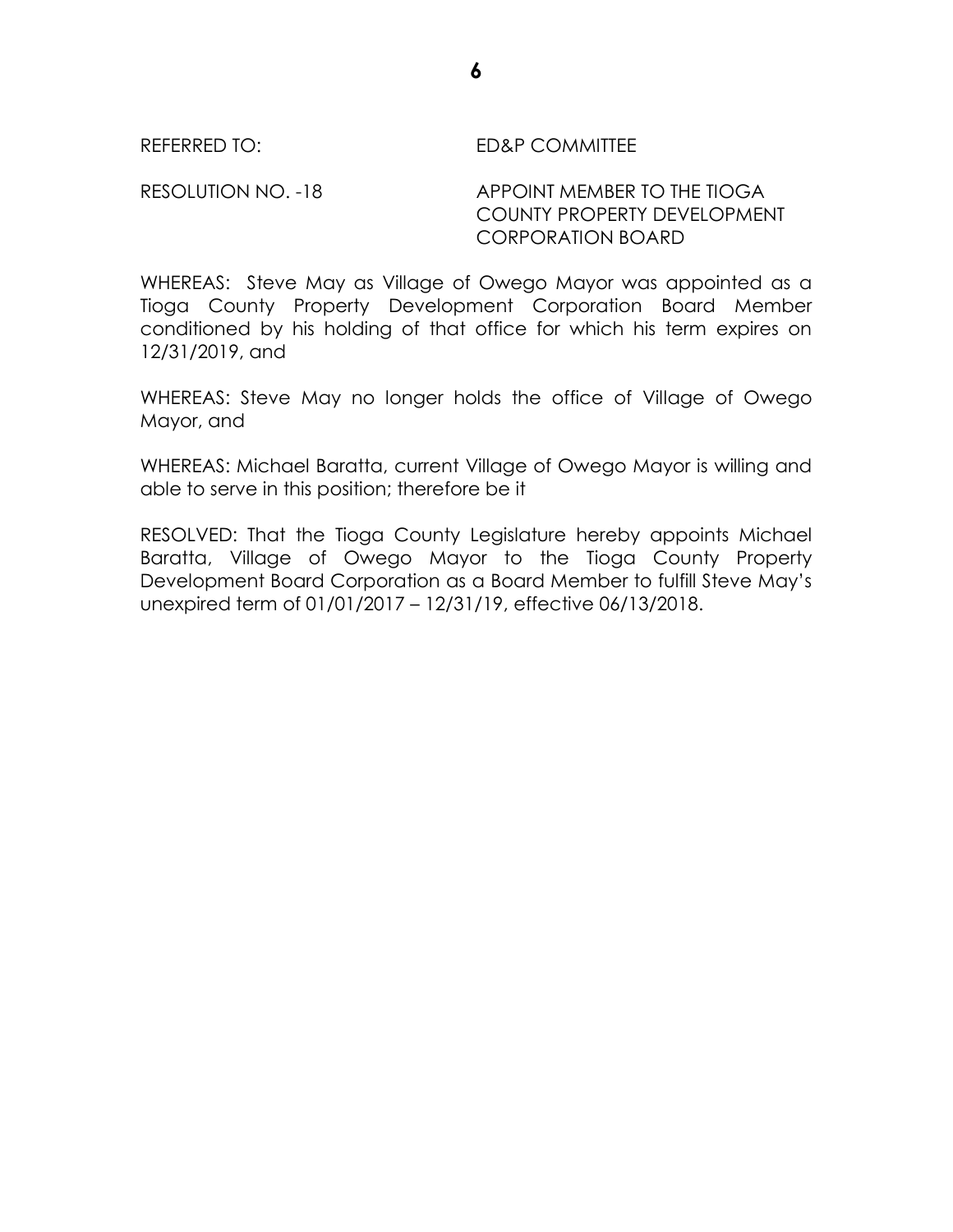REFERRED TO: ED&P COMMITTEE

RESOLUTION NO. -18 APPOINT MEMBER TO THE TIOGA COUNTY PROPERTY DEVELOPMENT CORPORATION BOARD

WHEREAS: Steve May as Village of Owego Mayor was appointed as a Tioga County Property Development Corporation Board Member conditioned by his holding of that office for which his term expires on 12/31/2019, and

WHEREAS: Steve May no longer holds the office of Village of Owego Mayor, and

WHEREAS: Michael Baratta, current Village of Owego Mayor is willing and able to serve in this position; therefore be it

RESOLVED: That the Tioga County Legislature hereby appoints Michael Baratta, Village of Owego Mayor to the Tioga County Property Development Board Corporation as a Board Member to fulfill Steve May's unexpired term of 01/01/2017 – 12/31/19, effective 06/13/2018.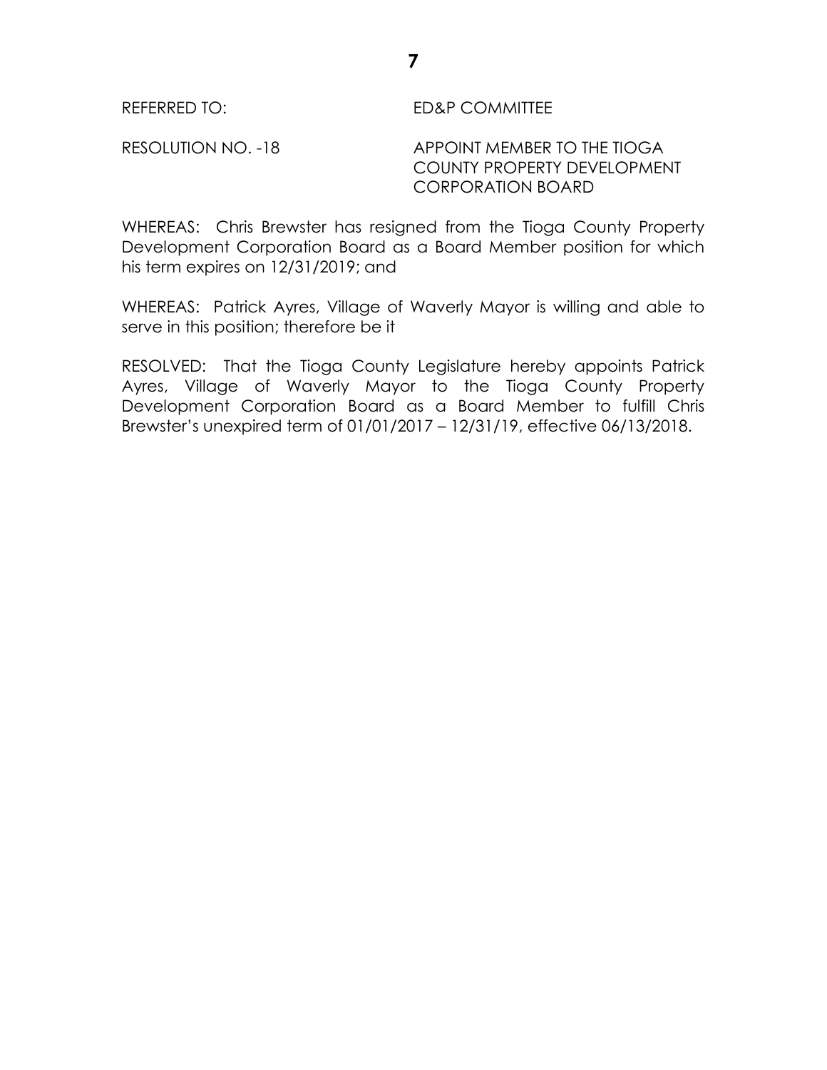REFERRED TO: ED&P COMMITTEE

RESOLUTION NO. -18 APPOINT MEMBER TO THE TIOGA COUNTY PROPERTY DEVELOPMENT CORPORATION BOARD

WHEREAS: Chris Brewster has resigned from the Tioga County Property Development Corporation Board as a Board Member position for which his term expires on 12/31/2019; and

WHEREAS: Patrick Ayres, Village of Waverly Mayor is willing and able to serve in this position; therefore be it

RESOLVED: That the Tioga County Legislature hereby appoints Patrick Ayres, Village of Waverly Mayor to the Tioga County Property Development Corporation Board as a Board Member to fulfill Chris Brewster's unexpired term of 01/01/2017 – 12/31/19, effective 06/13/2018.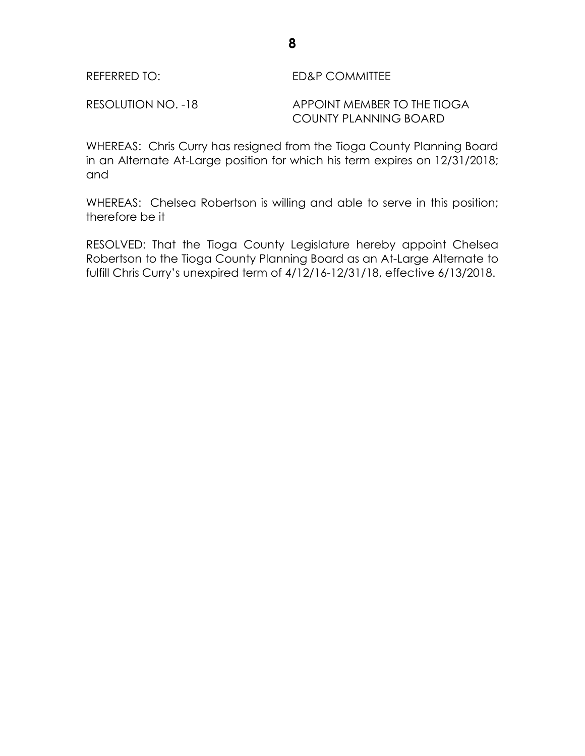REFERRED TO: ED&P COMMITTEE

RESOLUTION NO. -18 APPOINT MEMBER TO THE TIOGA COUNTY PLANNING BOARD

WHEREAS: Chris Curry has resigned from the Tioga County Planning Board in an Alternate At-Large position for which his term expires on 12/31/2018; and

WHEREAS: Chelsea Robertson is willing and able to serve in this position; therefore be it

RESOLVED: That the Tioga County Legislature hereby appoint Chelsea Robertson to the Tioga County Planning Board as an At-Large Alternate to fulfill Chris Curry's unexpired term of 4/12/16-12/31/18, effective 6/13/2018.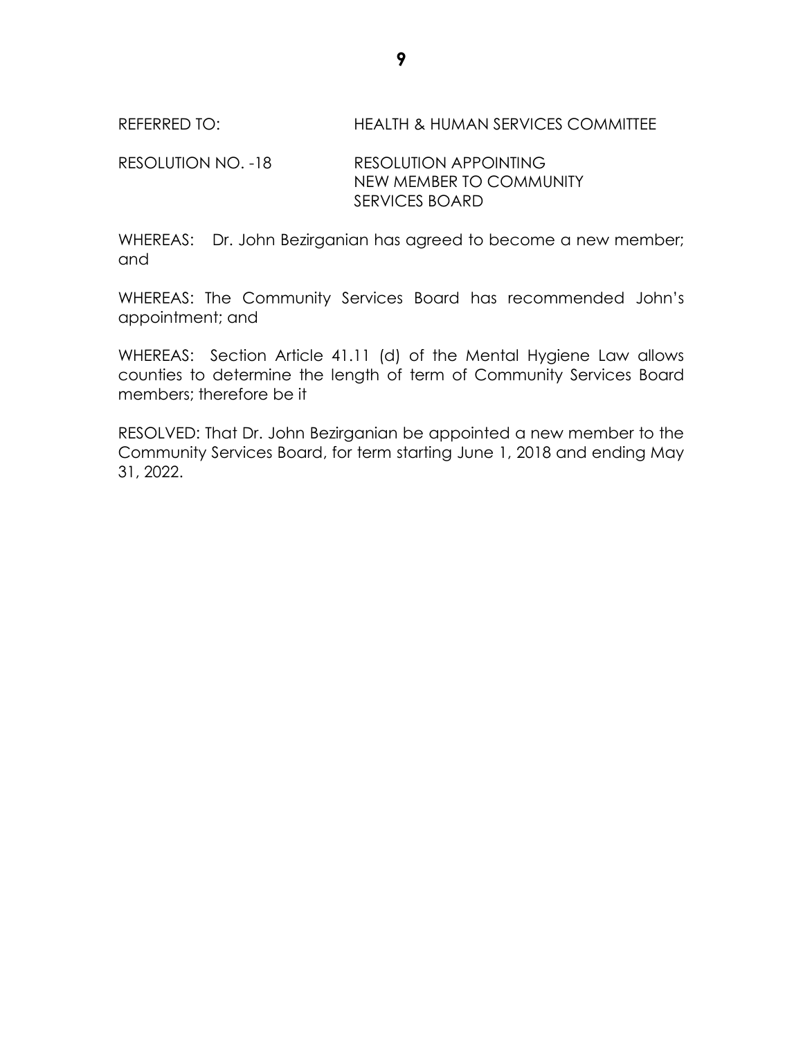REFERRED TO: HEALTH & HUMAN SERVICES COMMITTEE

RESOLUTION NO. -18 RESOLUTION APPOINTING NEW MEMBER TO COMMUNITY SERVICES BOARD

WHEREAS: Dr. John Bezirganian has agreed to become a new member; and

WHEREAS: The Community Services Board has recommended John's appointment; and

WHEREAS: Section Article 41.11 (d) of the Mental Hygiene Law allows counties to determine the length of term of Community Services Board members; therefore be it

RESOLVED: That Dr. John Bezirganian be appointed a new member to the Community Services Board, for term starting June 1, 2018 and ending May 31, 2022.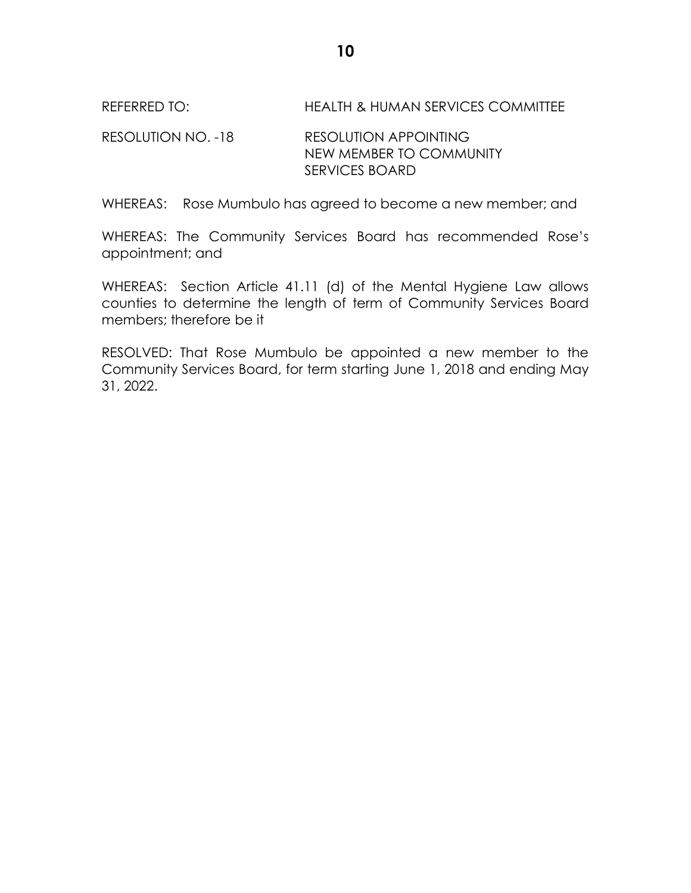REFERRED TO: HEALTH & HUMAN SERVICES COMMITTEE

RESOLUTION NO. -18 RESOLUTION APPOINTING NEW MEMBER TO COMMUNITY SERVICES BOARD

WHEREAS: Rose Mumbulo has agreed to become a new member; and

WHEREAS: The Community Services Board has recommended Rose's appointment; and

WHEREAS: Section Article 41.11 (d) of the Mental Hygiene Law allows counties to determine the length of term of Community Services Board members; therefore be it

RESOLVED: That Rose Mumbulo be appointed a new member to the Community Services Board, for term starting June 1, 2018 and ending May 31, 2022.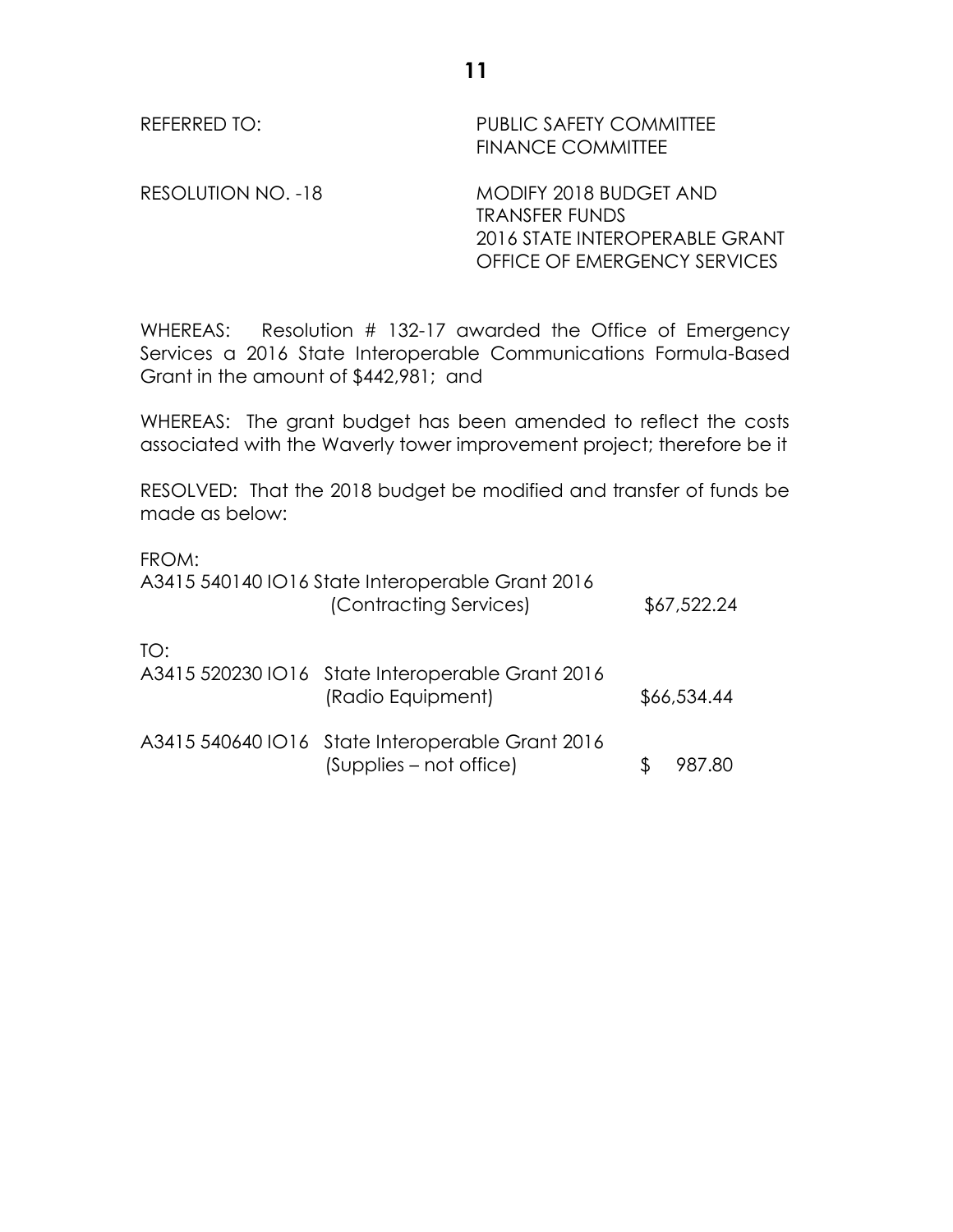REFERRED TO: PUBLIC SAFETY COMMITTEE
FINANCE COMMITTEE

RESOLUTION NO. -18 MODIFY 2018 BUDGET AND TRANSFER FUNDS
2016 STATE INTEROPERABLE GRANT
OFFICE OF EMERGENCY SERVICES

WHEREAS: Resolution # 132-17 awarded the Office of Emergency Services a 2016 State Interoperable Communications Formula-Based Grant in the amount of $442,981; and

WHEREAS: The grant budget has been amended to reflect the costs associated with the Waverly tower improvement project; therefore be it

RESOLVED: That the 2018 budget be modified and transfer of funds be made as below:

FROM:

| | | |
|---|---|---|
| A3415 540140 IO16 | State Interoperable Grant 2016 (Contracting Services) | $67,522.24 |

TO:

| | | |
|---|---|---|
| A3415 520230 IO16 | State Interoperable Grant 2016 (Radio Equipment) | $66,534.44 |
| A3415 540640 IO16 | State Interoperable Grant 2016 (Supplies – not office) | $ 987.80 |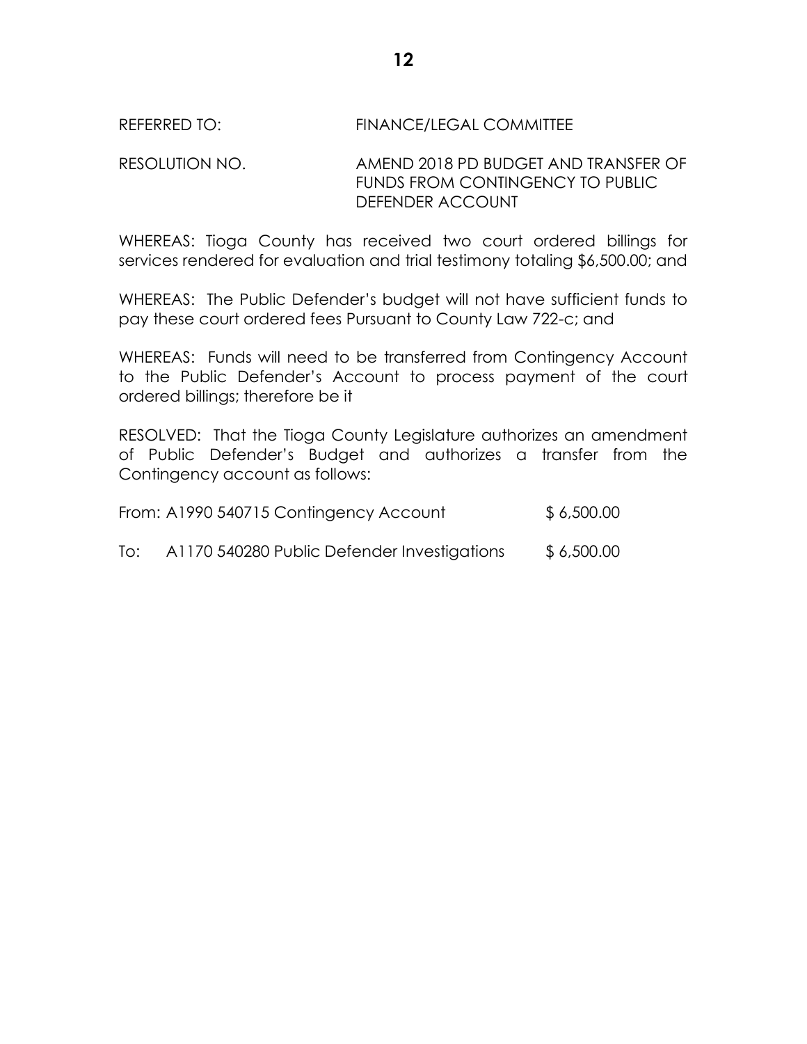REFERRED TO: FINANCE/LEGAL COMMITTEE

RESOLUTION NO. AMEND 2018 PD BUDGET AND TRANSFER OF FUNDS FROM CONTINGENCY TO PUBLIC DEFENDER ACCOUNT

WHEREAS: Tioga County has received two court ordered billings for services rendered for evaluation and trial testimony totaling $6,500.00; and

WHEREAS: The Public Defender's budget will not have sufficient funds to pay these court ordered fees Pursuant to County Law 722-c; and

WHEREAS: Funds will need to be transferred from Contingency Account to the Public Defender's Account to process payment of the court ordered billings; therefore be it

RESOLVED: That the Tioga County Legislature authorizes an amendment of Public Defender's Budget and authorizes a transfer from the Contingency account as follows:

| | | |
|---|---|---|
| From: | A1990 540715 Contingency Account | $ 6,500.00 |
| To: | A1170 540280 Public Defender Investigations | $ 6,500.00 |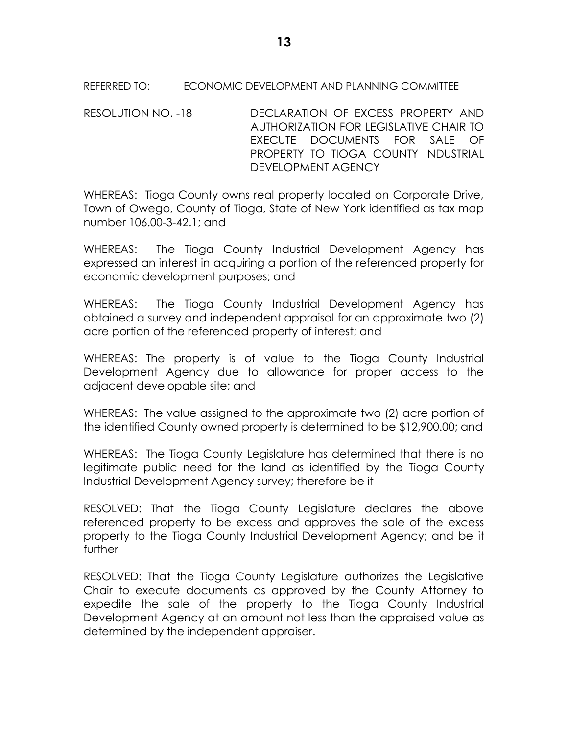REFERRED TO: ECONOMIC DEVELOPMENT AND PLANNING COMMITTEE

RESOLUTION NO. -18 DECLARATION OF EXCESS PROPERTY AND AUTHORIZATION FOR LEGISLATIVE CHAIR TO EXECUTE DOCUMENTS FOR SALE OF PROPERTY TO TIOGA COUNTY INDUSTRIAL DEVELOPMENT AGENCY

WHEREAS: Tioga County owns real property located on Corporate Drive, Town of Owego, County of Tioga, State of New York identified as tax map number 106.00-3-42.1; and

WHEREAS: The Tioga County Industrial Development Agency has expressed an interest in acquiring a portion of the referenced property for economic development purposes; and

WHEREAS: The Tioga County Industrial Development Agency has obtained a survey and independent appraisal for an approximate two (2) acre portion of the referenced property of interest; and

WHEREAS: The property is of value to the Tioga County Industrial Development Agency due to allowance for proper access to the adjacent developable site; and

WHEREAS: The value assigned to the approximate two (2) acre portion of the identified County owned property is determined to be $12,900.00; and

WHEREAS: The Tioga County Legislature has determined that there is no legitimate public need for the land as identified by the Tioga County Industrial Development Agency survey; therefore be it

RESOLVED: That the Tioga County Legislature declares the above referenced property to be excess and approves the sale of the excess property to the Tioga County Industrial Development Agency; and be it further

RESOLVED: That the Tioga County Legislature authorizes the Legislative Chair to execute documents as approved by the County Attorney to expedite the sale of the property to the Tioga County Industrial Development Agency at an amount not less than the appraised value as determined by the independent appraiser.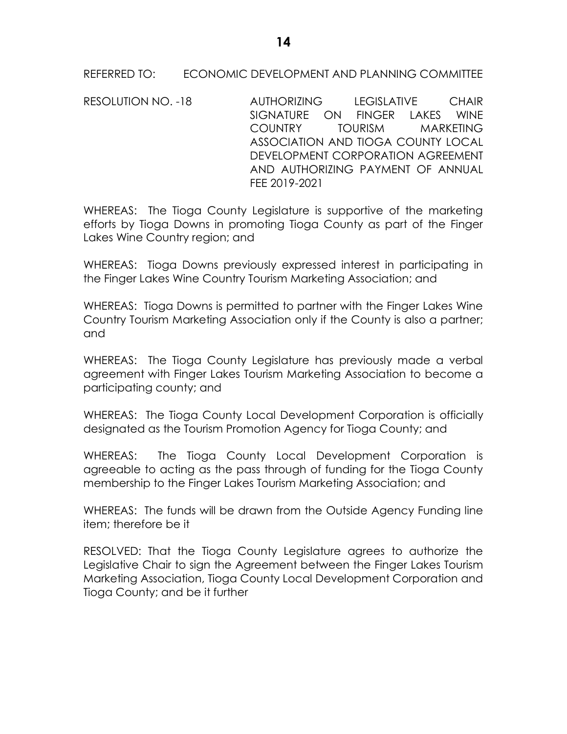REFERRED TO: ECONOMIC DEVELOPMENT AND PLANNING COMMITTEE

RESOLUTION NO. -18 AUTHORIZING LEGISLATIVE CHAIR SIGNATURE ON FINGER LAKES WINE COUNTRY TOURISM MARKETING ASSOCIATION AND TIOGA COUNTY LOCAL DEVELOPMENT CORPORATION AGREEMENT AND AUTHORIZING PAYMENT OF ANNUAL FEE 2019-2021

WHEREAS: The Tioga County Legislature is supportive of the marketing efforts by Tioga Downs in promoting Tioga County as part of the Finger Lakes Wine Country region; and

WHEREAS: Tioga Downs previously expressed interest in participating in the Finger Lakes Wine Country Tourism Marketing Association; and

WHEREAS: Tioga Downs is permitted to partner with the Finger Lakes Wine Country Tourism Marketing Association only if the County is also a partner; and

WHEREAS: The Tioga County Legislature has previously made a verbal agreement with Finger Lakes Tourism Marketing Association to become a participating county; and

WHEREAS: The Tioga County Local Development Corporation is officially designated as the Tourism Promotion Agency for Tioga County; and

WHEREAS: The Tioga County Local Development Corporation is agreeable to acting as the pass through of funding for the Tioga County membership to the Finger Lakes Tourism Marketing Association; and

WHEREAS: The funds will be drawn from the Outside Agency Funding line item; therefore be it

RESOLVED: That the Tioga County Legislature agrees to authorize the Legislative Chair to sign the Agreement between the Finger Lakes Tourism Marketing Association, Tioga County Local Development Corporation and Tioga County; and be it further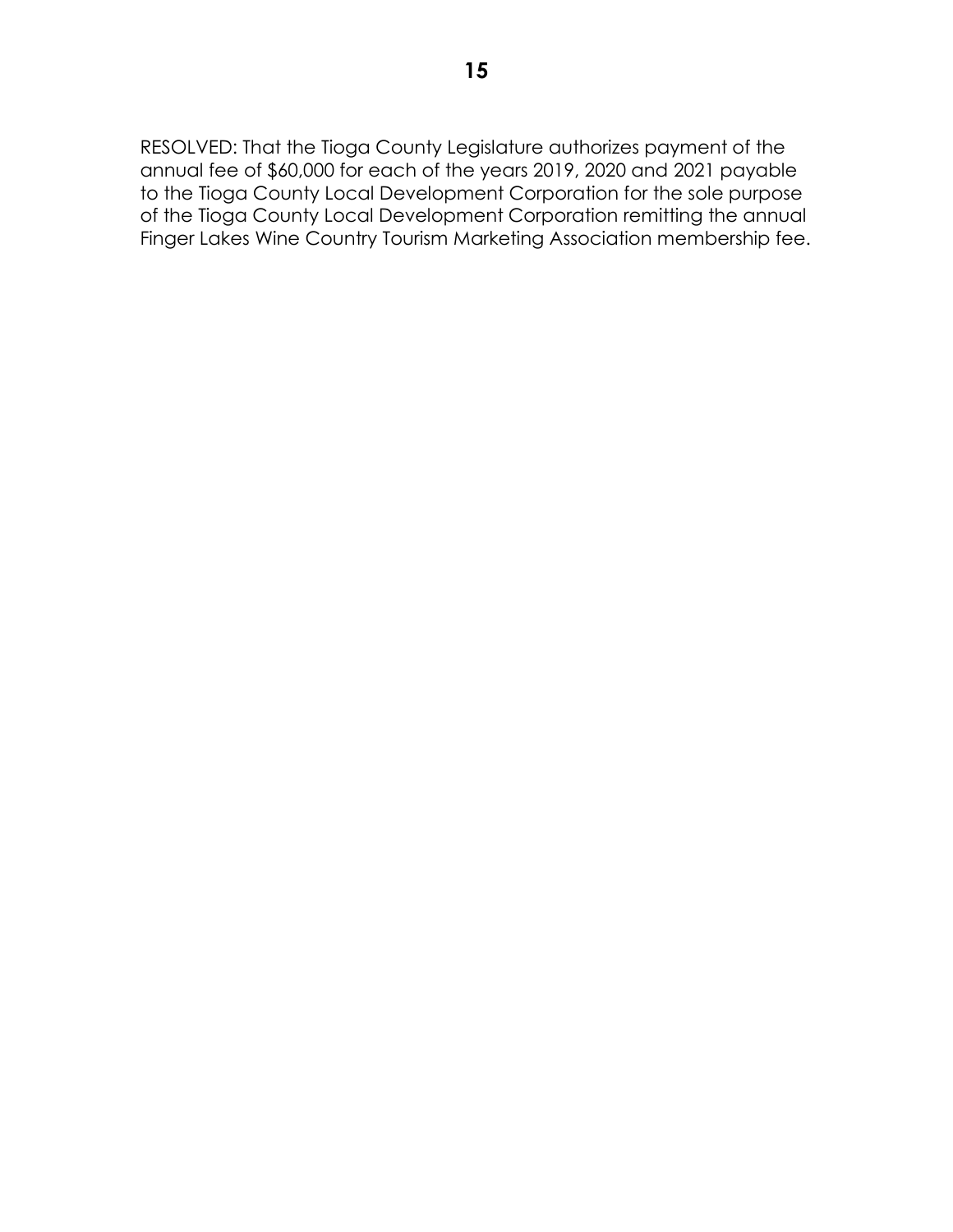RESOLVED: That the Tioga County Legislature authorizes payment of the annual fee of $60,000 for each of the years 2019, 2020 and 2021 payable to the Tioga County Local Development Corporation for the sole purpose of the Tioga County Local Development Corporation remitting the annual Finger Lakes Wine Country Tourism Marketing Association membership fee.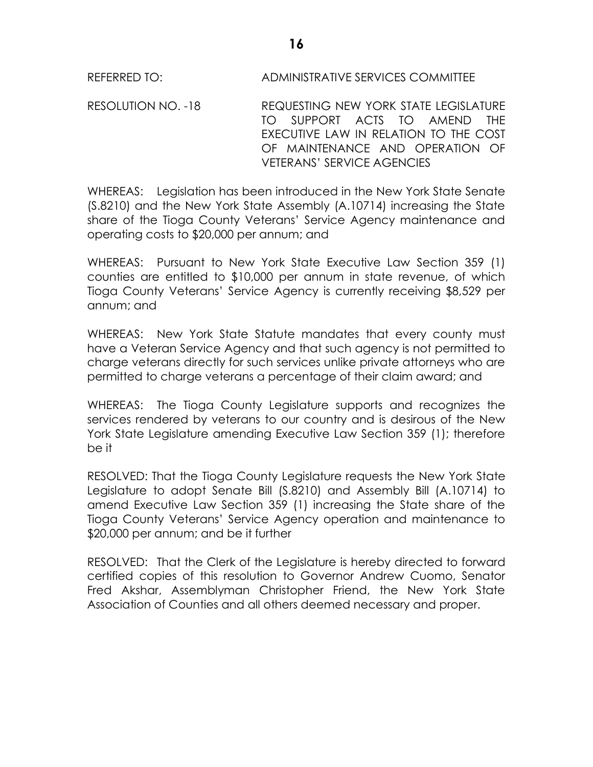REFERRED TO: ADMINISTRATIVE SERVICES COMMITTEE

RESOLUTION NO. -18 REQUESTING NEW YORK STATE LEGISLATURE TO SUPPORT ACTS TO AMEND THE EXECUTIVE LAW IN RELATION TO THE COST OF MAINTENANCE AND OPERATION OF VETERANS' SERVICE AGENCIES

WHEREAS: Legislation has been introduced in the New York State Senate (S.8210) and the New York State Assembly (A.10714) increasing the State share of the Tioga County Veterans' Service Agency maintenance and operating costs to $20,000 per annum; and

WHEREAS: Pursuant to New York State Executive Law Section 359 (1) counties are entitled to $10,000 per annum in state revenue, of which Tioga County Veterans' Service Agency is currently receiving $8,529 per annum; and

WHEREAS: New York State Statute mandates that every county must have a Veteran Service Agency and that such agency is not permitted to charge veterans directly for such services unlike private attorneys who are permitted to charge veterans a percentage of their claim award; and

WHEREAS: The Tioga County Legislature supports and recognizes the services rendered by veterans to our country and is desirous of the New York State Legislature amending Executive Law Section 359 (1); therefore be it

RESOLVED: That the Tioga County Legislature requests the New York State Legislature to adopt Senate Bill (S.8210) and Assembly Bill (A.10714) to amend Executive Law Section 359 (1) increasing the State share of the Tioga County Veterans' Service Agency operation and maintenance to $20,000 per annum; and be it further

RESOLVED: That the Clerk of the Legislature is hereby directed to forward certified copies of this resolution to Governor Andrew Cuomo, Senator Fred Akshar, Assemblyman Christopher Friend, the New York State Association of Counties and all others deemed necessary and proper.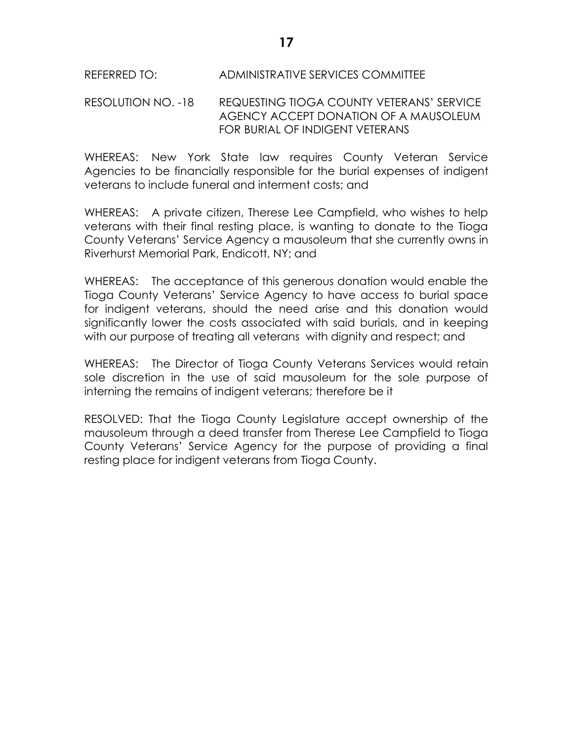REFERRED TO: ADMINISTRATIVE SERVICES COMMITTEE

RESOLUTION NO. -18 REQUESTING TIOGA COUNTY VETERANS' SERVICE AGENCY ACCEPT DONATION OF A MAUSOLEUM FOR BURIAL OF INDIGENT VETERANS

WHEREAS: New York State law requires County Veteran Service Agencies to be financially responsible for the burial expenses of indigent veterans to include funeral and interment costs; and

WHEREAS: A private citizen, Therese Lee Campfield, who wishes to help veterans with their final resting place, is wanting to donate to the Tioga County Veterans' Service Agency a mausoleum that she currently owns in Riverhurst Memorial Park, Endicott, NY; and

WHEREAS: The acceptance of this generous donation would enable the Tioga County Veterans' Service Agency to have access to burial space for indigent veterans, should the need arise and this donation would significantly lower the costs associated with said burials, and in keeping with our purpose of treating all veterans with dignity and respect; and

WHEREAS: The Director of Tioga County Veterans Services would retain sole discretion in the use of said mausoleum for the sole purpose of interning the remains of indigent veterans; therefore be it

RESOLVED: That the Tioga County Legislature accept ownership of the mausoleum through a deed transfer from Therese Lee Campfield to Tioga County Veterans' Service Agency for the purpose of providing a final resting place for indigent veterans from Tioga County.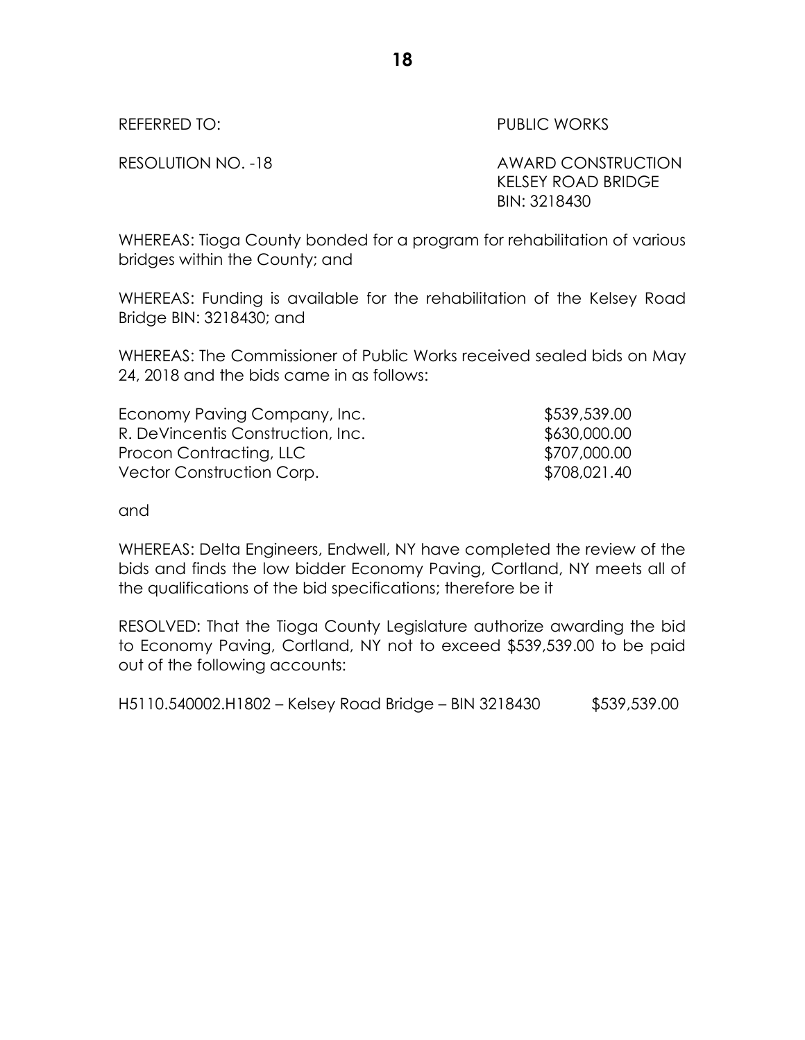REFERRED TO: PUBLIC WORKS

RESOLUTION NO. -18 AWARD CONSTRUCTION
KELSEY ROAD BRIDGE
BIN: 3218430

WHEREAS: Tioga County bonded for a program for rehabilitation of various bridges within the County; and

WHEREAS: Funding is available for the rehabilitation of the Kelsey Road Bridge BIN: 3218430; and

WHEREAS: The Commissioner of Public Works received sealed bids on May 24, 2018 and the bids came in as follows:

| | |
|---|---|
| Economy Paving Company, Inc. | $539,539.00 |
| R. DeVincentis Construction, Inc. | $630,000.00 |
| Procon Contracting, LLC | $707,000.00 |
| Vector Construction Corp. | $708,021.40 |

and

WHEREAS: Delta Engineers, Endwell, NY have completed the review of the bids and finds the low bidder Economy Paving, Cortland, NY meets all of the qualifications of the bid specifications; therefore be it

RESOLVED: That the Tioga County Legislature authorize awarding the bid to Economy Paving, Cortland, NY not to exceed $539,539.00 to be paid out of the following accounts:

| | |
|---|---|
| H5110.540002.H1802 – Kelsey Road Bridge – BIN 3218430 | $539,539.00 |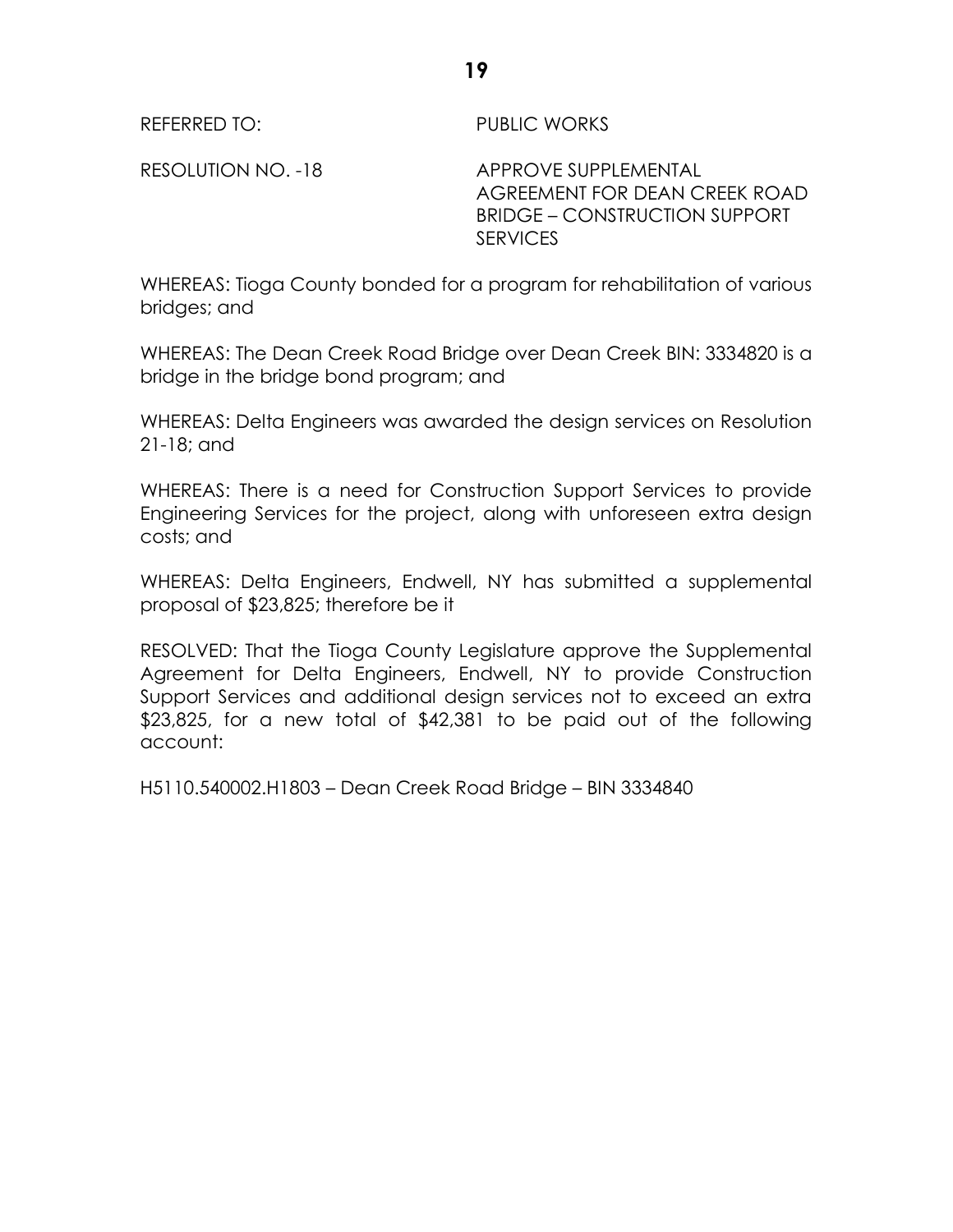REFERRED TO: PUBLIC WORKS

RESOLUTION NO. -18 APPROVE SUPPLEMENTAL AGREEMENT FOR DEAN CREEK ROAD BRIDGE – CONSTRUCTION SUPPORT SERVICES

WHEREAS: Tioga County bonded for a program for rehabilitation of various bridges; and

WHEREAS: The Dean Creek Road Bridge over Dean Creek BIN: 3334820 is a bridge in the bridge bond program; and

WHEREAS: Delta Engineers was awarded the design services on Resolution 21-18; and

WHEREAS: There is a need for Construction Support Services to provide Engineering Services for the project, along with unforeseen extra design costs; and

WHEREAS: Delta Engineers, Endwell, NY has submitted a supplemental proposal of $23,825; therefore be it

RESOLVED: That the Tioga County Legislature approve the Supplemental Agreement for Delta Engineers, Endwell, NY to provide Construction Support Services and additional design services not to exceed an extra $23,825, for a new total of $42,381 to be paid out of the following account:

H5110.540002.H1803 – Dean Creek Road Bridge – BIN 3334840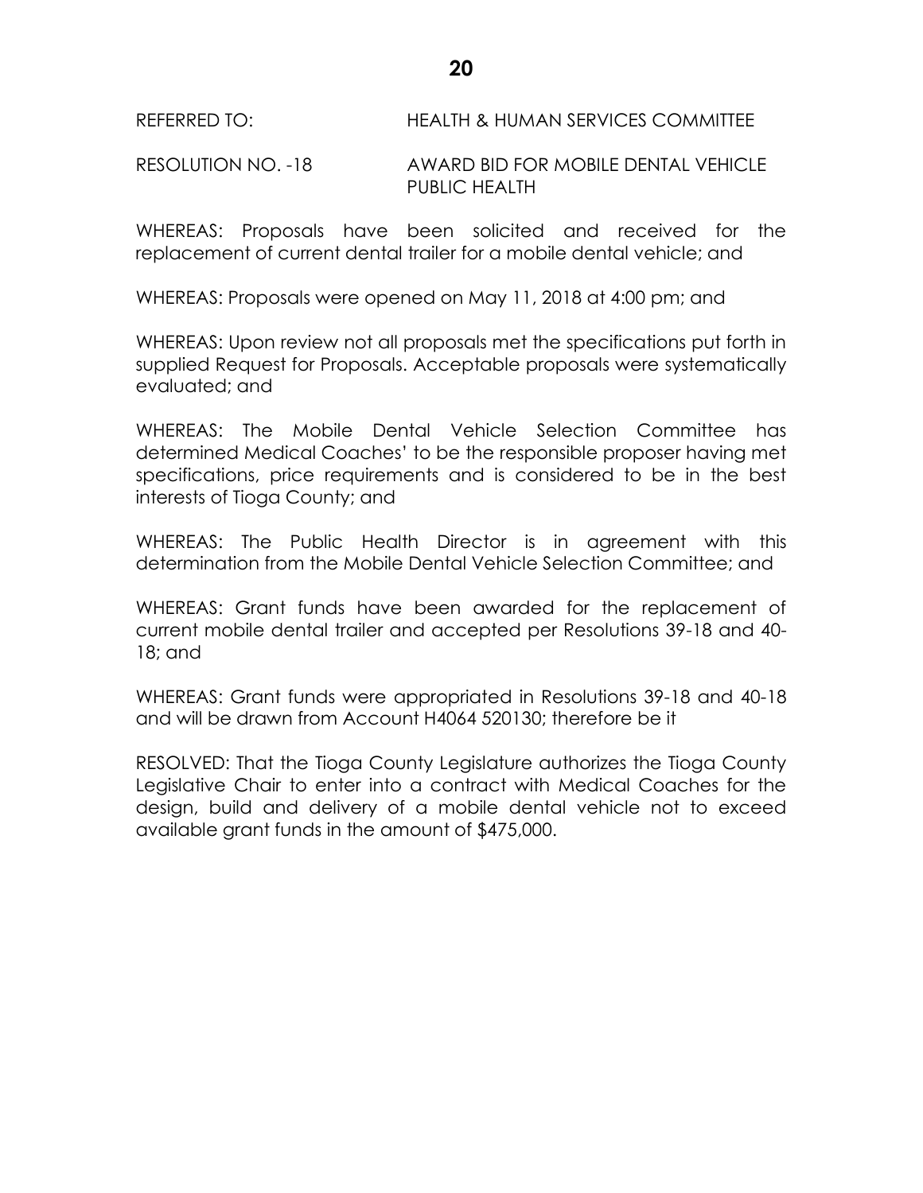REFERRED TO: HEALTH & HUMAN SERVICES COMMITTEE

RESOLUTION NO. -18 AWARD BID FOR MOBILE DENTAL VEHICLE PUBLIC HEALTH

WHEREAS: Proposals have been solicited and received for the replacement of current dental trailer for a mobile dental vehicle; and

WHEREAS: Proposals were opened on May 11, 2018 at 4:00 pm; and

WHEREAS: Upon review not all proposals met the specifications put forth in supplied Request for Proposals. Acceptable proposals were systematically evaluated; and

WHEREAS: The Mobile Dental Vehicle Selection Committee has determined Medical Coaches' to be the responsible proposer having met specifications, price requirements and is considered to be in the best interests of Tioga County; and

WHEREAS: The Public Health Director is in agreement with this determination from the Mobile Dental Vehicle Selection Committee; and

WHEREAS: Grant funds have been awarded for the replacement of current mobile dental trailer and accepted per Resolutions 39-18 and 40-18; and

WHEREAS: Grant funds were appropriated in Resolutions 39-18 and 40-18 and will be drawn from Account H4064 520130; therefore be it

RESOLVED: That the Tioga County Legislature authorizes the Tioga County Legislative Chair to enter into a contract with Medical Coaches for the design, build and delivery of a mobile dental vehicle not to exceed available grant funds in the amount of $475,000.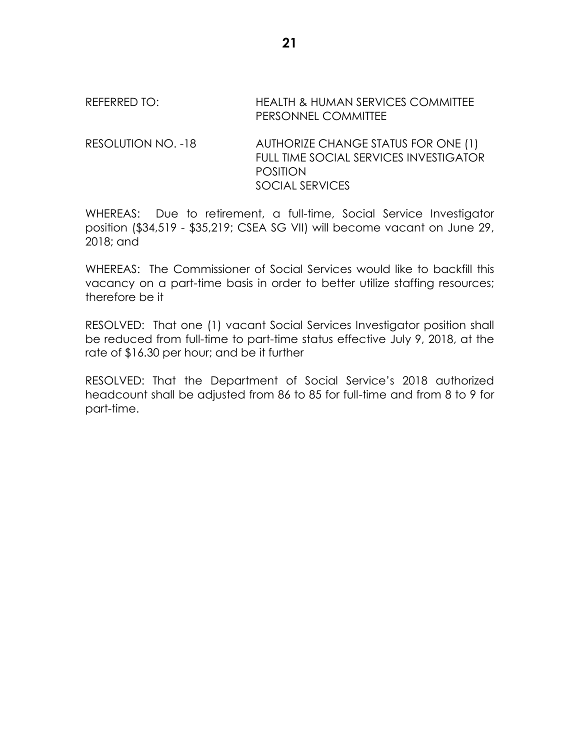REFERRED TO: HEALTH & HUMAN SERVICES COMMITTEE
PERSONNEL COMMITTEE

RESOLUTION NO. -18 AUTHORIZE CHANGE STATUS FOR ONE (1) FULL TIME SOCIAL SERVICES INVESTIGATOR POSITION
SOCIAL SERVICES

WHEREAS: Due to retirement, a full-time, Social Service Investigator position ($34,519 - $35,219; CSEA SG VII) will become vacant on June 29, 2018; and

WHEREAS: The Commissioner of Social Services would like to backfill this vacancy on a part-time basis in order to better utilize staffing resources; therefore be it

RESOLVED: That one (1) vacant Social Services Investigator position shall be reduced from full-time to part-time status effective July 9, 2018, at the rate of $16.30 per hour; and be it further

RESOLVED: That the Department of Social Service's 2018 authorized headcount shall be adjusted from 86 to 85 for full-time and from 8 to 9 for part-time.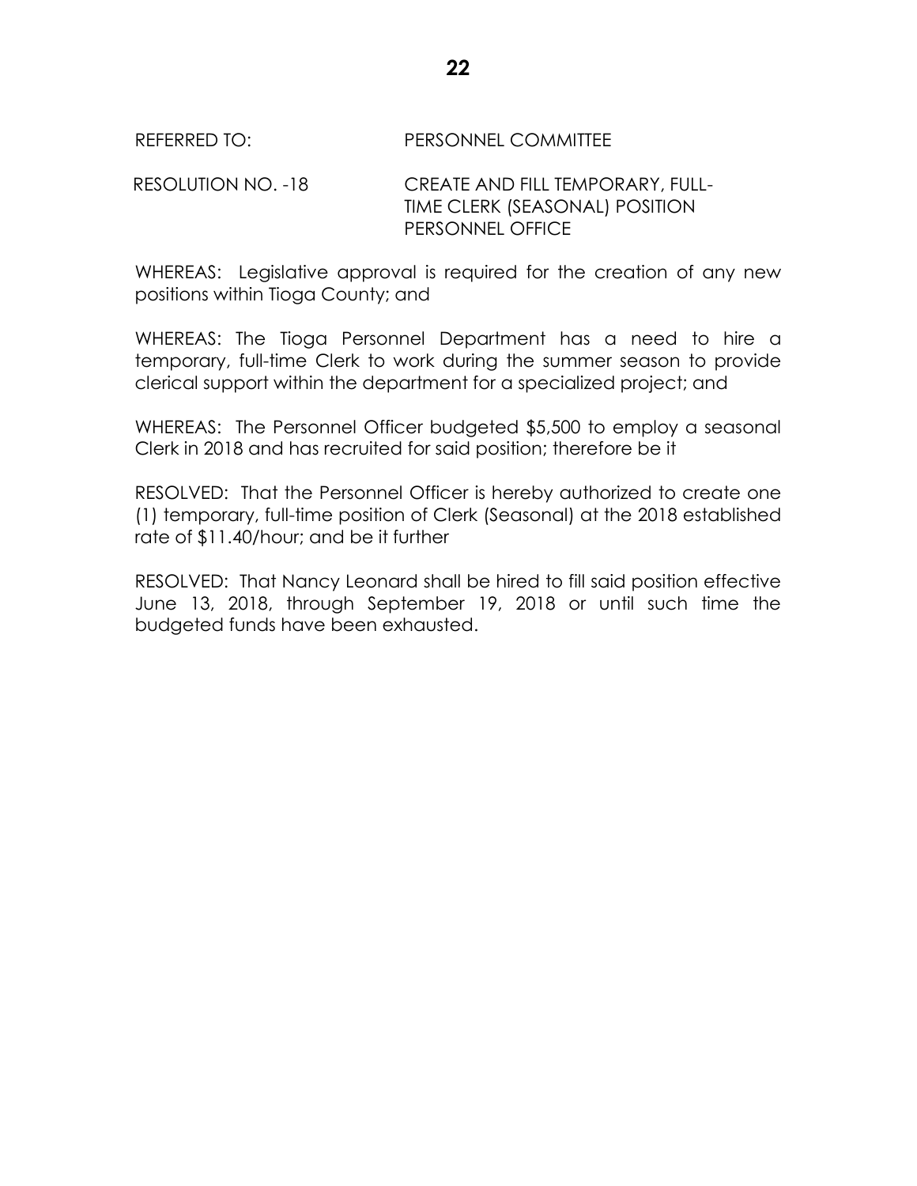REFERRED TO: PERSONNEL COMMITTEE

RESOLUTION NO. -18 CREATE AND FILL TEMPORARY, FULL-TIME CLERK (SEASONAL) POSITION PERSONNEL OFFICE

WHEREAS: Legislative approval is required for the creation of any new positions within Tioga County; and

WHEREAS: The Tioga Personnel Department has a need to hire a temporary, full-time Clerk to work during the summer season to provide clerical support within the department for a specialized project; and

WHEREAS: The Personnel Officer budgeted $5,500 to employ a seasonal Clerk in 2018 and has recruited for said position; therefore be it

RESOLVED: That the Personnel Officer is hereby authorized to create one (1) temporary, full-time position of Clerk (Seasonal) at the 2018 established rate of $11.40/hour; and be it further

RESOLVED: That Nancy Leonard shall be hired to fill said position effective June 13, 2018, through September 19, 2018 or until such time the budgeted funds have been exhausted.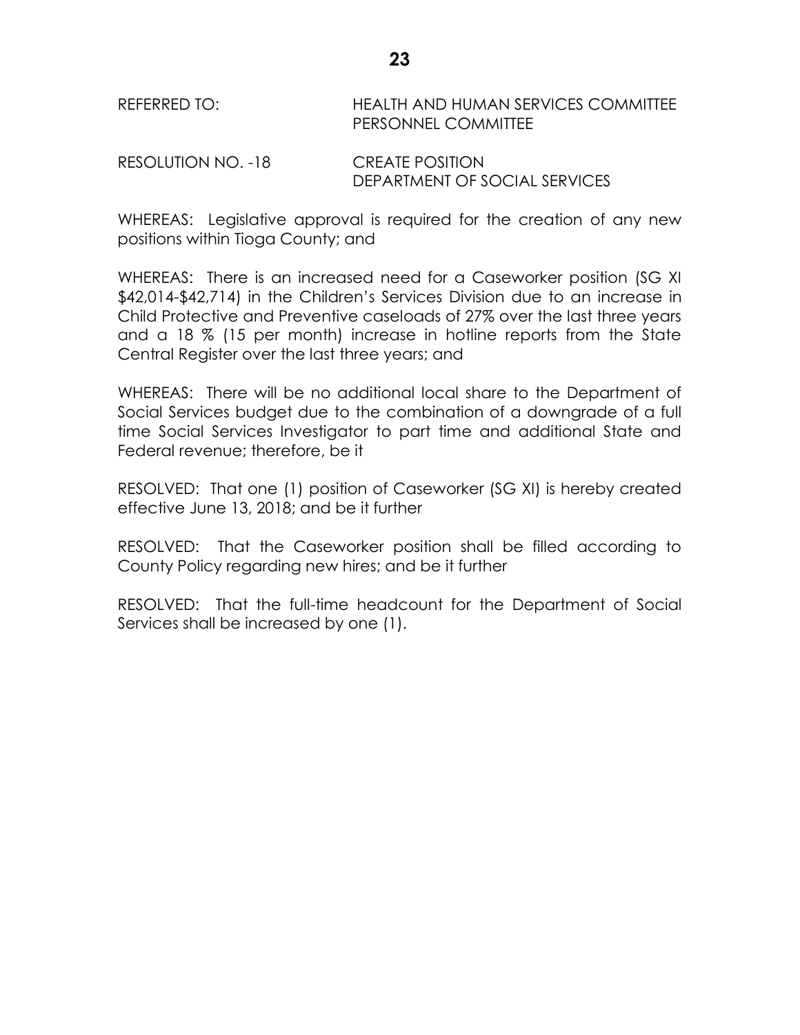REFERRED TO: HEALTH AND HUMAN SERVICES COMMITTEE
PERSONNEL COMMITTEE

RESOLUTION NO. -18 CREATE POSITION
DEPARTMENT OF SOCIAL SERVICES

WHEREAS: Legislative approval is required for the creation of any new positions within Tioga County; and

WHEREAS: There is an increased need for a Caseworker position (SG XI $42,014-$42,714) in the Children's Services Division due to an increase in Child Protective and Preventive caseloads of 27% over the last three years and a 18 % (15 per month) increase in hotline reports from the State Central Register over the last three years; and

WHEREAS: There will be no additional local share to the Department of Social Services budget due to the combination of a downgrade of a full time Social Services Investigator to part time and additional State and Federal revenue; therefore, be it

RESOLVED: That one (1) position of Caseworker (SG XI) is hereby created effective June 13, 2018; and be it further

RESOLVED: That the Caseworker position shall be filled according to County Policy regarding new hires; and be it further

RESOLVED: That the full-time headcount for the Department of Social Services shall be increased by one (1).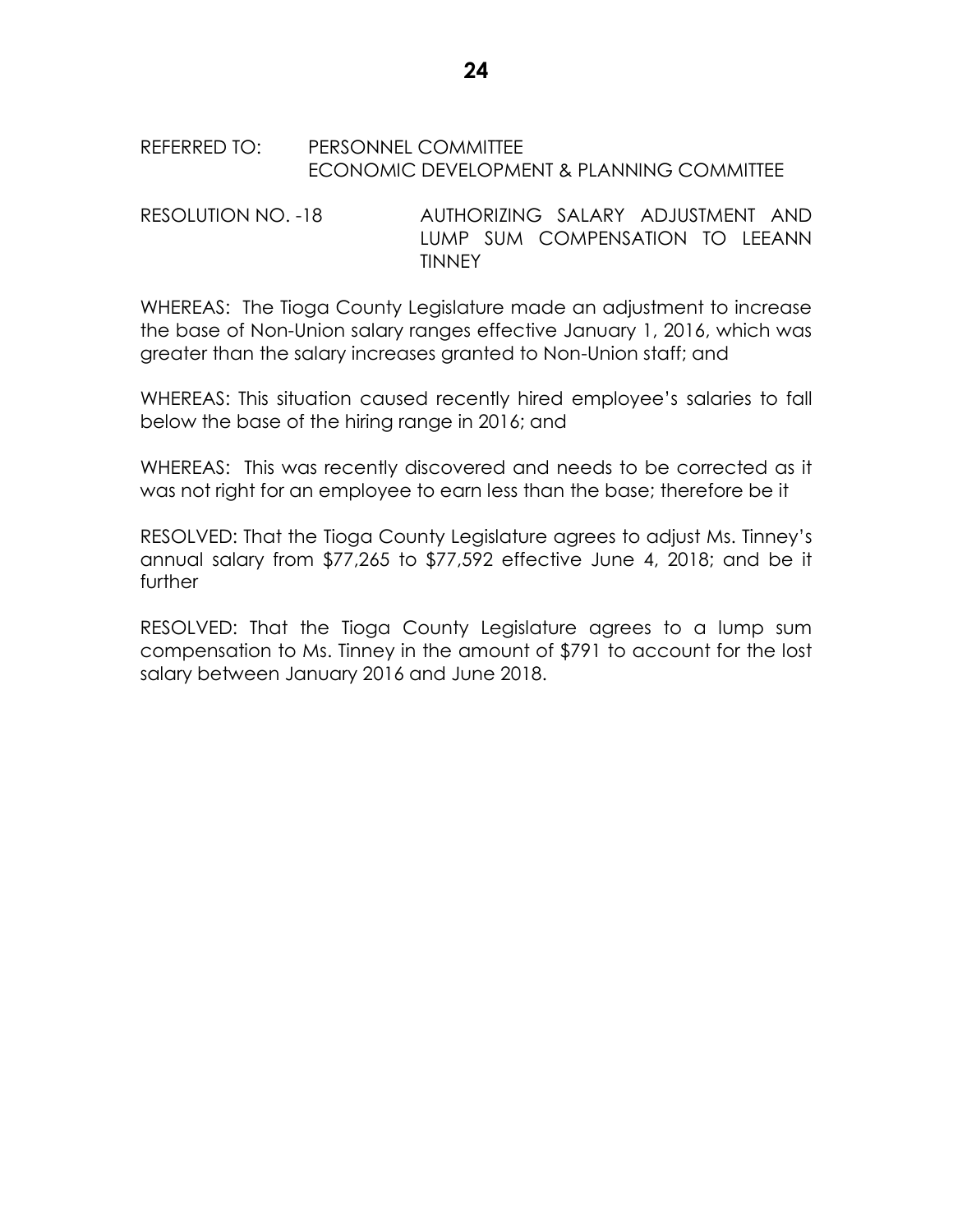REFERRED TO: PERSONNEL COMMITTEE
ECONOMIC DEVELOPMENT & PLANNING COMMITTEE

RESOLUTION NO. -18 AUTHORIZING SALARY ADJUSTMENT AND LUMP SUM COMPENSATION TO LEEANN TINNEY

WHEREAS: The Tioga County Legislature made an adjustment to increase the base of Non-Union salary ranges effective January 1, 2016, which was greater than the salary increases granted to Non-Union staff; and

WHEREAS: This situation caused recently hired employee's salaries to fall below the base of the hiring range in 2016; and

WHEREAS: This was recently discovered and needs to be corrected as it was not right for an employee to earn less than the base; therefore be it

RESOLVED: That the Tioga County Legislature agrees to adjust Ms. Tinney's annual salary from $77,265 to $77,592 effective June 4, 2018; and be it further

RESOLVED: That the Tioga County Legislature agrees to a lump sum compensation to Ms. Tinney in the amount of $791 to account for the lost salary between January 2016 and June 2018.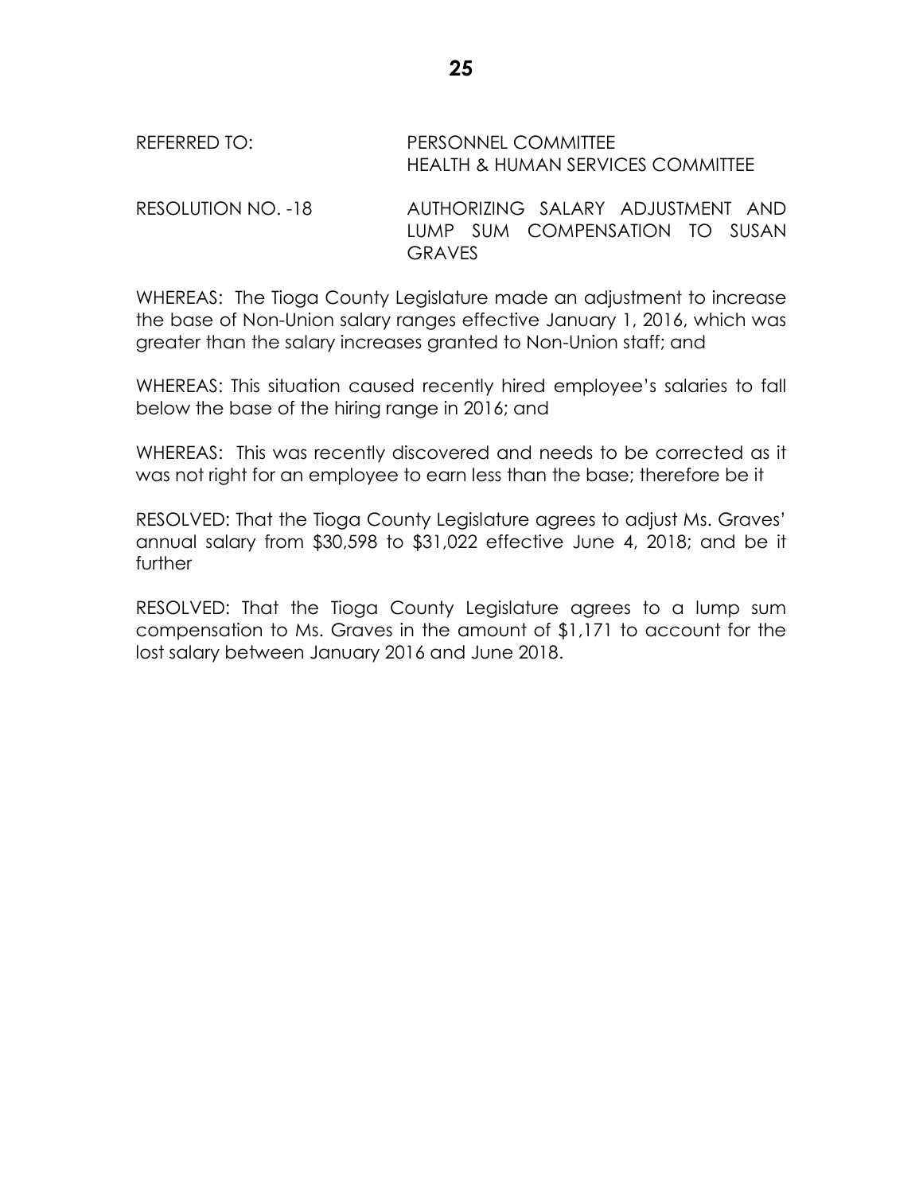REFERRED TO: PERSONNEL COMMITTEE
HEALTH & HUMAN SERVICES COMMITTEE

RESOLUTION NO. -18 AUTHORIZING SALARY ADJUSTMENT AND LUMP SUM COMPENSATION TO SUSAN GRAVES

WHEREAS: The Tioga County Legislature made an adjustment to increase the base of Non-Union salary ranges effective January 1, 2016, which was greater than the salary increases granted to Non-Union staff; and

WHEREAS: This situation caused recently hired employee's salaries to fall below the base of the hiring range in 2016; and

WHEREAS: This was recently discovered and needs to be corrected as it was not right for an employee to earn less than the base; therefore be it

RESOLVED: That the Tioga County Legislature agrees to adjust Ms. Graves' annual salary from $30,598 to $31,022 effective June 4, 2018; and be it further

RESOLVED: That the Tioga County Legislature agrees to a lump sum compensation to Ms. Graves in the amount of $1,171 to account for the lost salary between January 2016 and June 2018.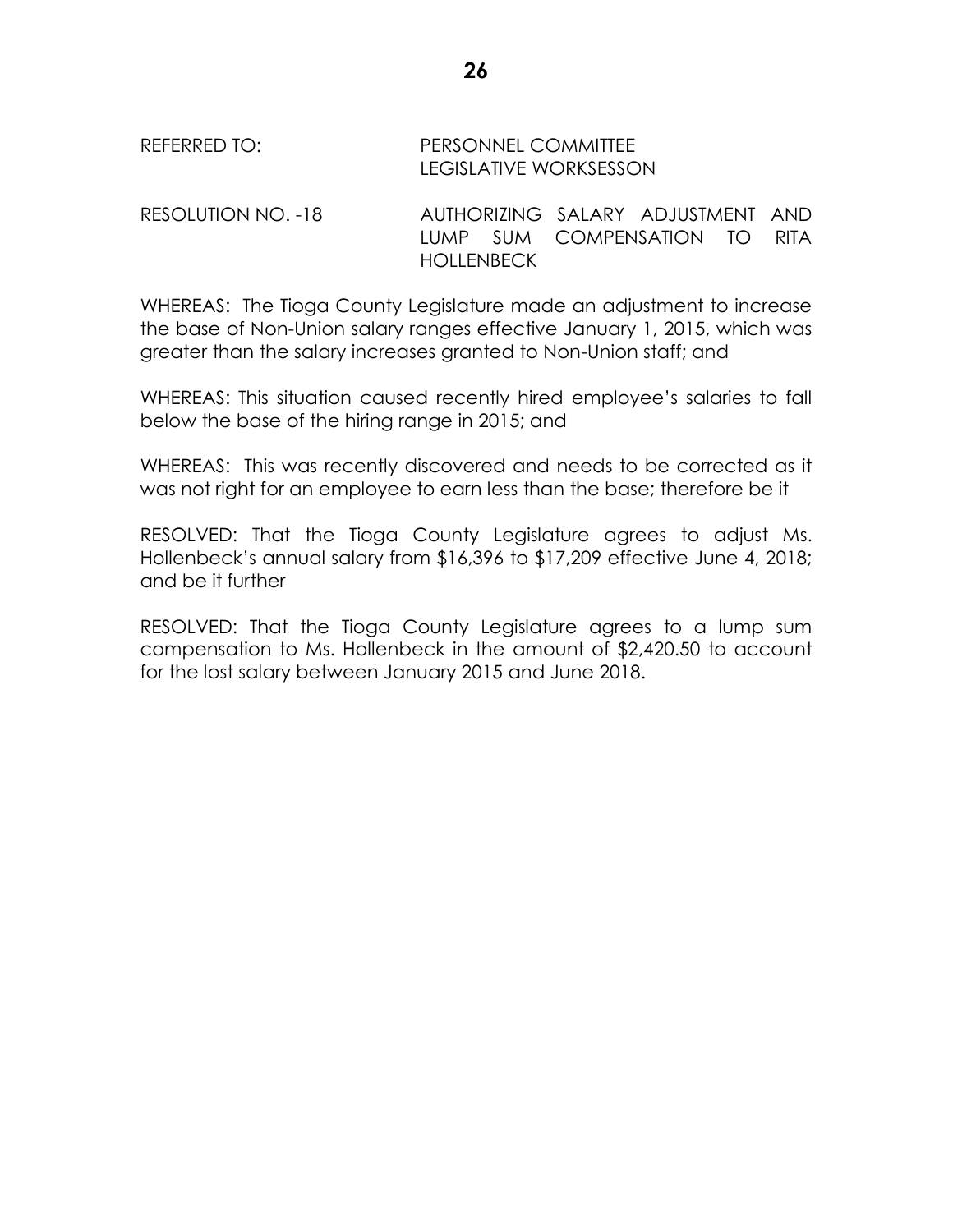REFERRED TO: PERSONNEL COMMITTEE
LEGISLATIVE WORKSESSON

RESOLUTION NO. -18 AUTHORIZING SALARY ADJUSTMENT AND LUMP SUM COMPENSATION TO RITA HOLLENBECK

WHEREAS: The Tioga County Legislature made an adjustment to increase the base of Non-Union salary ranges effective January 1, 2015, which was greater than the salary increases granted to Non-Union staff; and

WHEREAS: This situation caused recently hired employee's salaries to fall below the base of the hiring range in 2015; and

WHEREAS: This was recently discovered and needs to be corrected as it was not right for an employee to earn less than the base; therefore be it

RESOLVED: That the Tioga County Legislature agrees to adjust Ms. Hollenbeck's annual salary from $16,396 to $17,209 effective June 4, 2018; and be it further

RESOLVED: That the Tioga County Legislature agrees to a lump sum compensation to Ms. Hollenbeck in the amount of $2,420.50 to account for the lost salary between January 2015 and June 2018.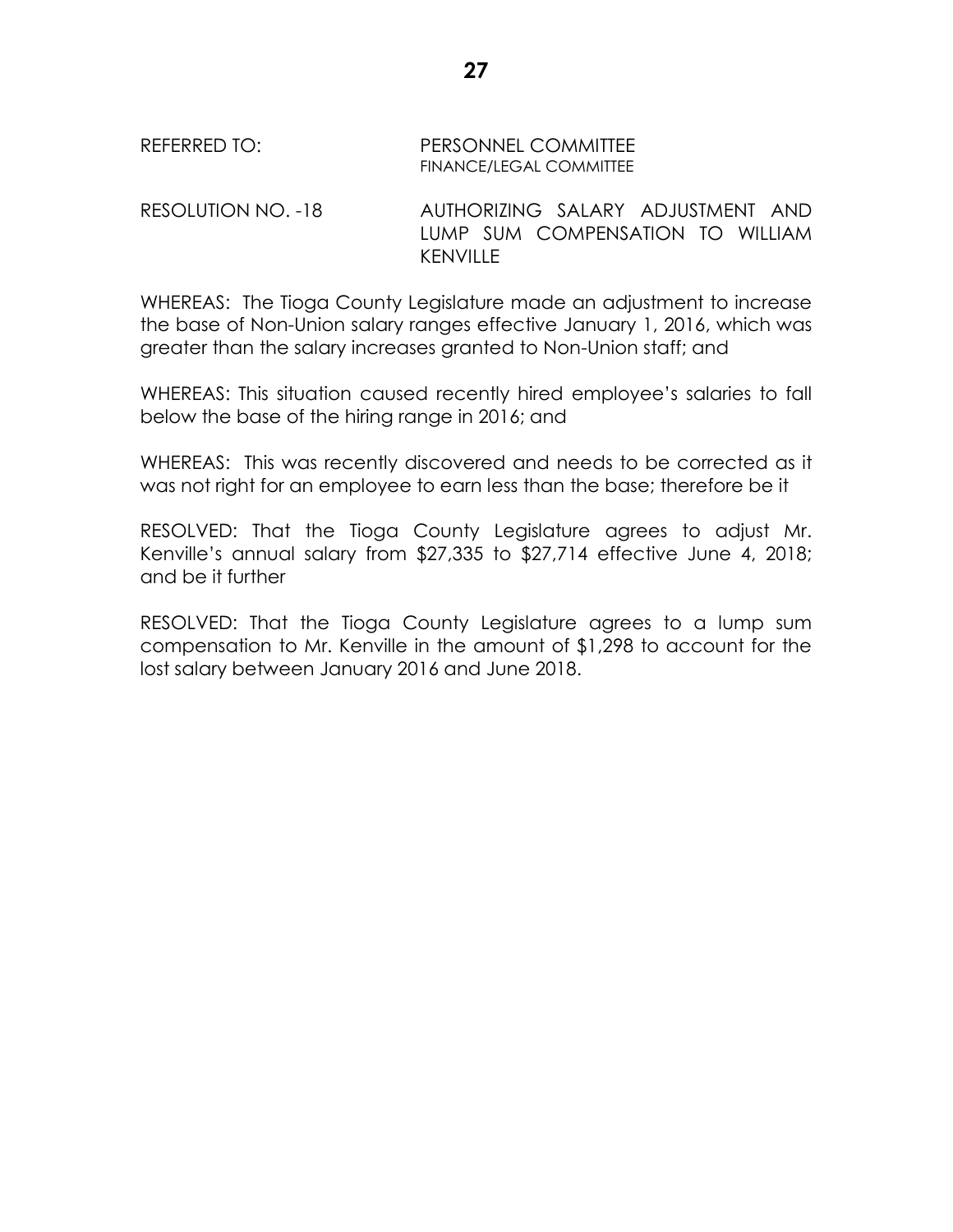REFERRED TO: PERSONNEL COMMITTEE
FINANCE/LEGAL COMMITTEE

RESOLUTION NO. -18 AUTHORIZING SALARY ADJUSTMENT AND LUMP SUM COMPENSATION TO WILLIAM KENVILLE

WHEREAS: The Tioga County Legislature made an adjustment to increase the base of Non-Union salary ranges effective January 1, 2016, which was greater than the salary increases granted to Non-Union staff; and

WHEREAS: This situation caused recently hired employee's salaries to fall below the base of the hiring range in 2016; and

WHEREAS: This was recently discovered and needs to be corrected as it was not right for an employee to earn less than the base; therefore be it

RESOLVED: That the Tioga County Legislature agrees to adjust Mr. Kenville's annual salary from $27,335 to $27,714 effective June 4, 2018; and be it further

RESOLVED: That the Tioga County Legislature agrees to a lump sum compensation to Mr. Kenville in the amount of $1,298 to account for the lost salary between January 2016 and June 2018.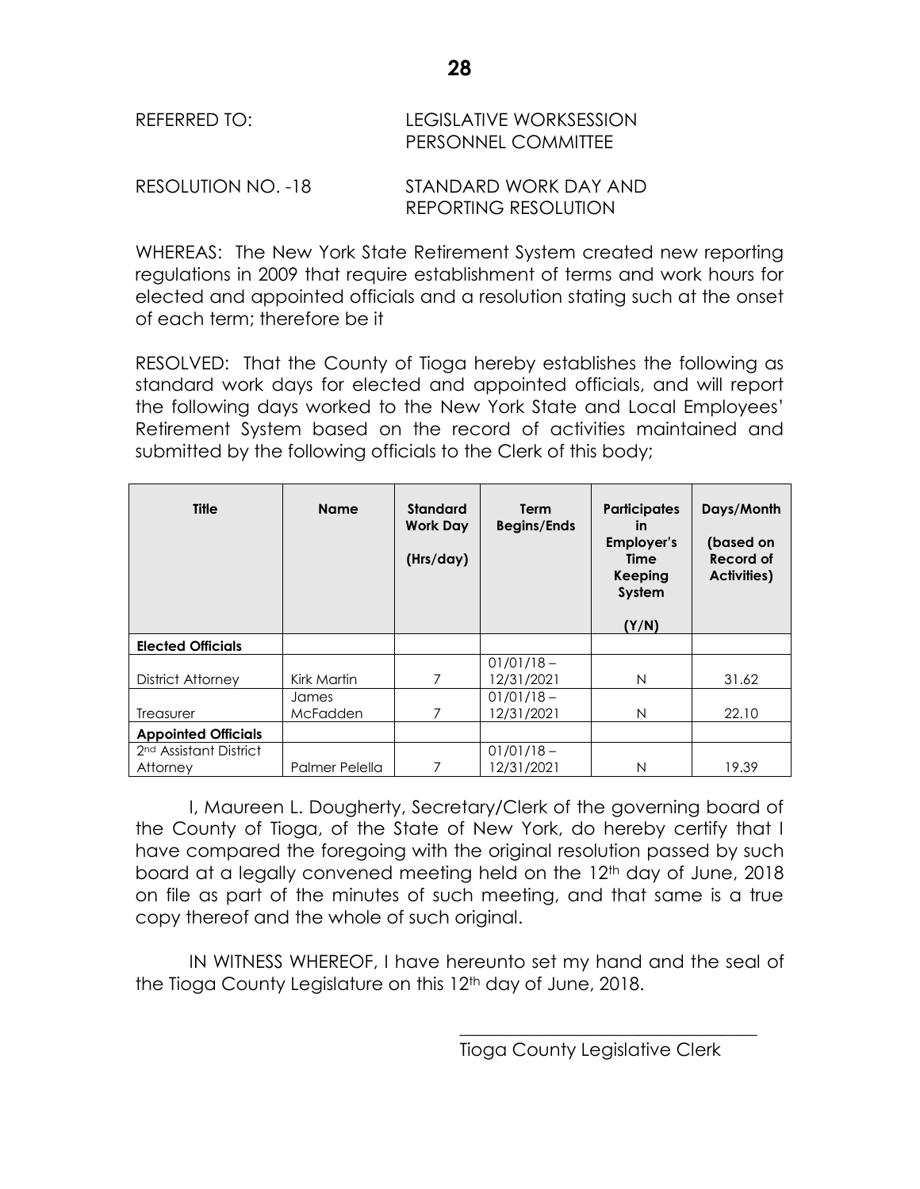REFERRED TO: LEGISLATIVE WORKSESSION
PERSONNEL COMMITTEE

RESOLUTION NO. -18 STANDARD WORK DAY AND REPORTING RESOLUTION

WHEREAS: The New York State Retirement System created new reporting regulations in 2009 that require establishment of terms and work hours for elected and appointed officials and a resolution stating such at the onset of each term; therefore be it

RESOLVED: That the County of Tioga hereby establishes the following as standard work days for elected and appointed officials, and will report the following days worked to the New York State and Local Employees' Retirement System based on the record of activities maintained and submitted by the following officials to the Clerk of this body;

| Title | Name | Standard Work Day (Hrs/day) | Term Begins/Ends | Participates in Employer's Time Keeping System (Y/N) | Days/Month (based on Record of Activities) |
|---|---|---|---|---|---|
| **Elected Officials** | | | | | |
| District Attorney | Kirk Martin | 7 | 01/01/18 – 12/31/2021 | N | 31.62 |
| Treasurer | James McFadden | 7 | 01/01/18 – 12/31/2021 | N | 22.10 |
| **Appointed Officials** | | | | | |
| 2nd Assistant District Attorney | Palmer Pelella | 7 | 01/01/18 – 12/31/2021 | N | 19.39 |

I, Maureen L. Dougherty, Secretary/Clerk of the governing board of the County of Tioga, of the State of New York, do hereby certify that I have compared the foregoing with the original resolution passed by such board at a legally convened meeting held on the 12th day of June, 2018 on file as part of the minutes of such meeting, and that same is a true copy thereof and the whole of such original.

IN WITNESS WHEREOF, I have hereunto set my hand and the seal of the Tioga County Legislature on this 12th day of June, 2018.

\_\_\_\_\_\_\_\_\_\_\_\_\_\_\_\_\_\_\_\_\_\_\_\_\_\_\_\_\_\_\_\_\_\_

Tioga County Legislative Clerk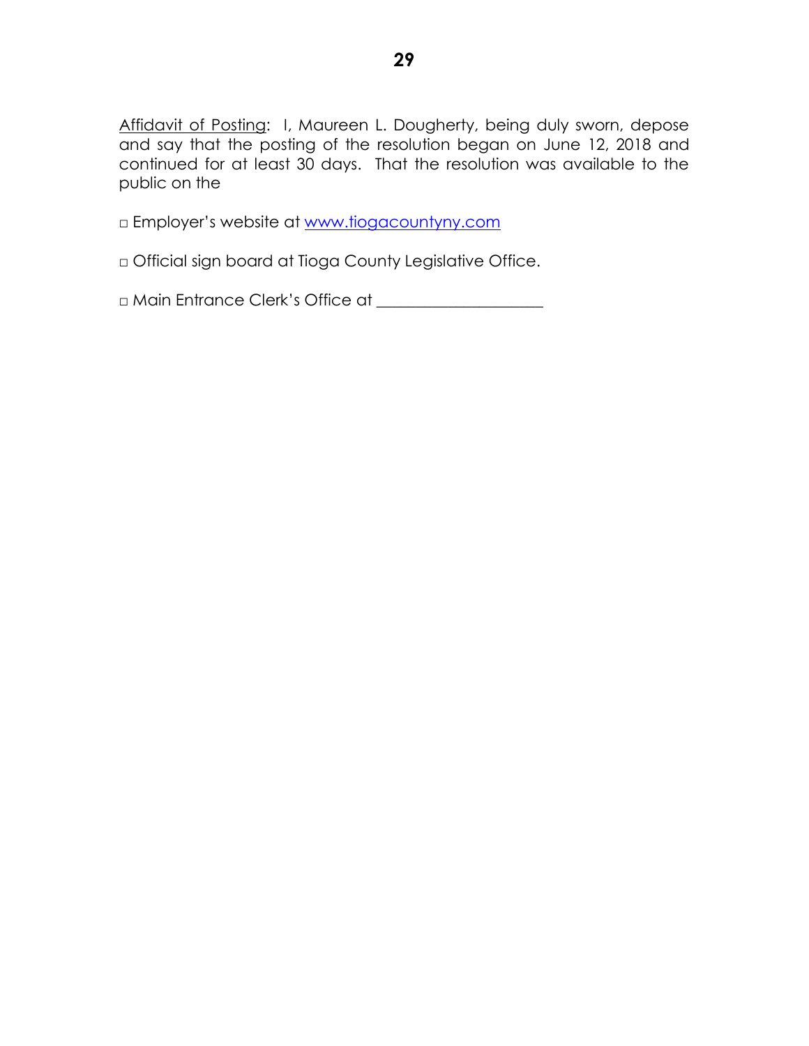Affidavit of Posting: I, Maureen L. Dougherty, being duly sworn, depose and say that the posting of the resolution began on June 12, 2018 and continued for at least 30 days. That the resolution was available to the public on the

□ Employer's website at www.tiogacountyny.com

□ Official sign board at Tioga County Legislative Office.

□ Main Entrance Clerk's Office at ____________________